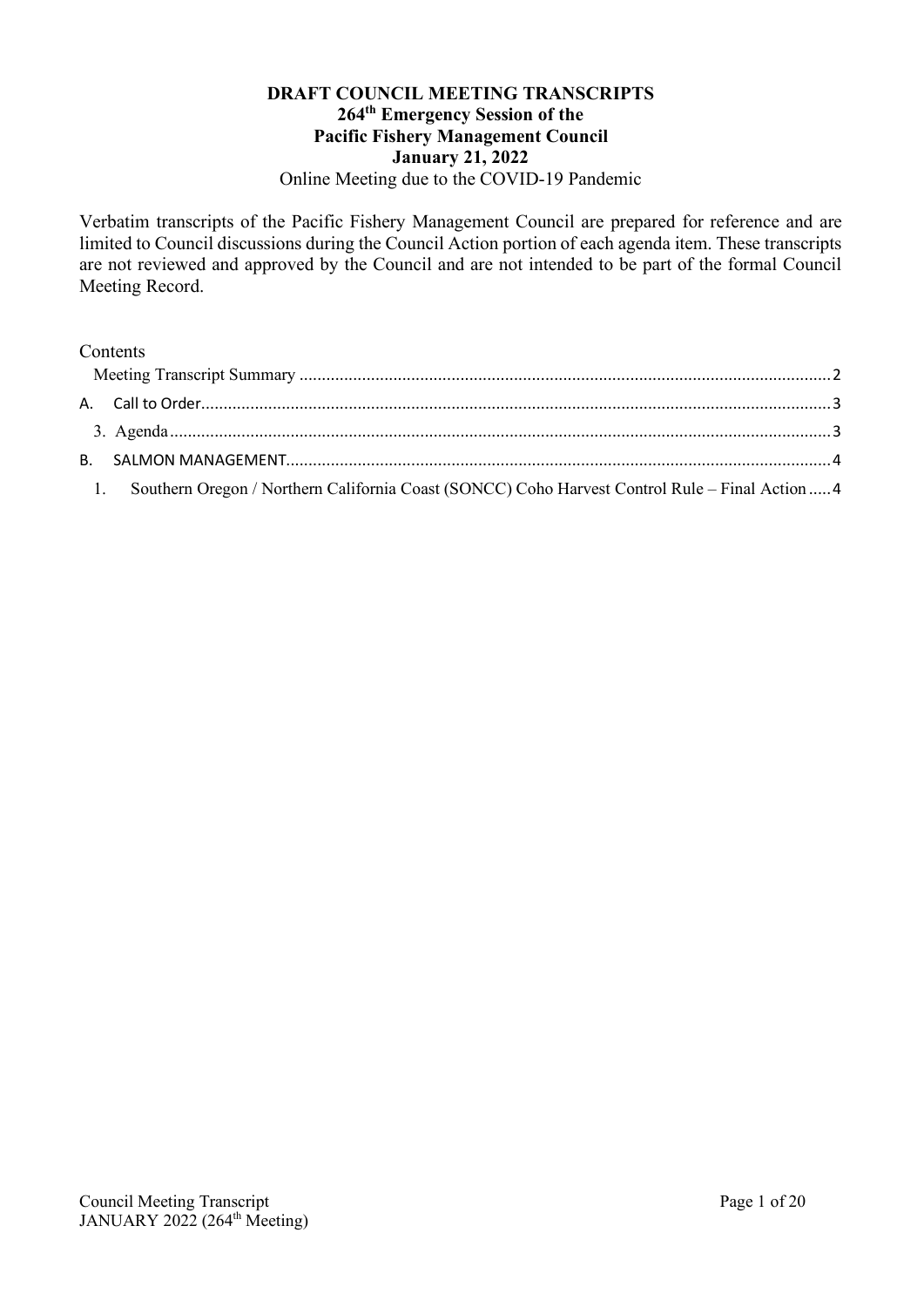**DRAFT COUNCIL MEETING TRANSCRIPTS**
**264th Emergency Session of the**
**Pacific Fishery Management Council**
**January 21, 2022**
Online Meeting due to the COVID-19 Pandemic

Verbatim transcripts of the Pacific Fishery Management Council are prepared for reference and are limited to Council discussions during the Council Action portion of each agenda item. These transcripts are not reviewed and approved by the Council and are not intended to be part of the formal Council Meeting Record.

Contents

- Meeting Transcript Summary ..... 2
- A. Call to Order ..... 3
  - 3. Agenda ..... 3
- B. SALMON MANAGEMENT ..... 4
  - 1. Southern Oregon / Northern California Coast (SONCC) Coho Harvest Control Rule – Final Action ..... 4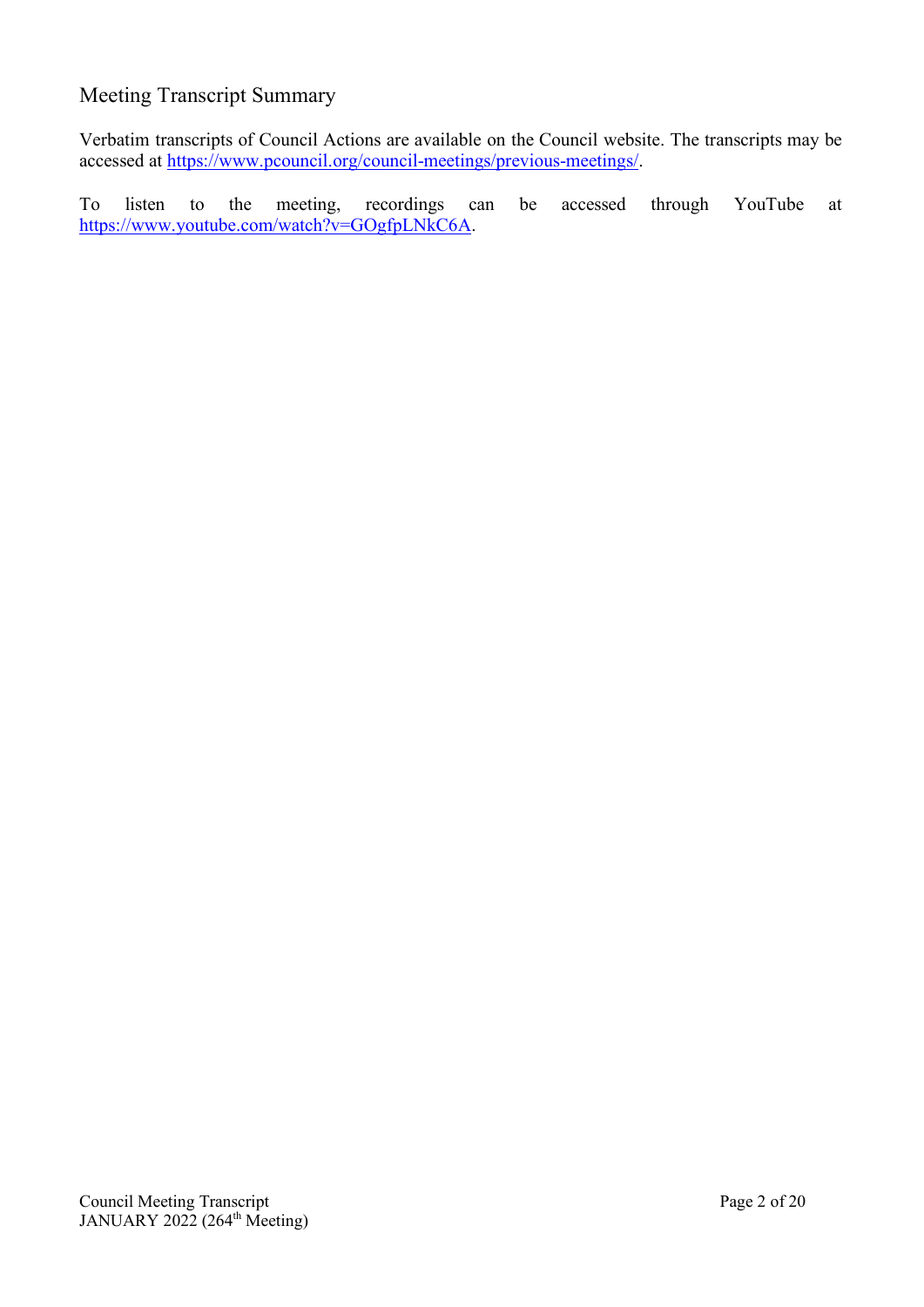## Meeting Transcript Summary

Verbatim transcripts of Council Actions are available on the Council website. The transcripts may be accessed at https://www.pcouncil.org/council-meetings/previous-meetings/.

To listen to the meeting, recordings can be accessed through YouTube at https://www.youtube.com/watch?v=GOgfpLNkC6A.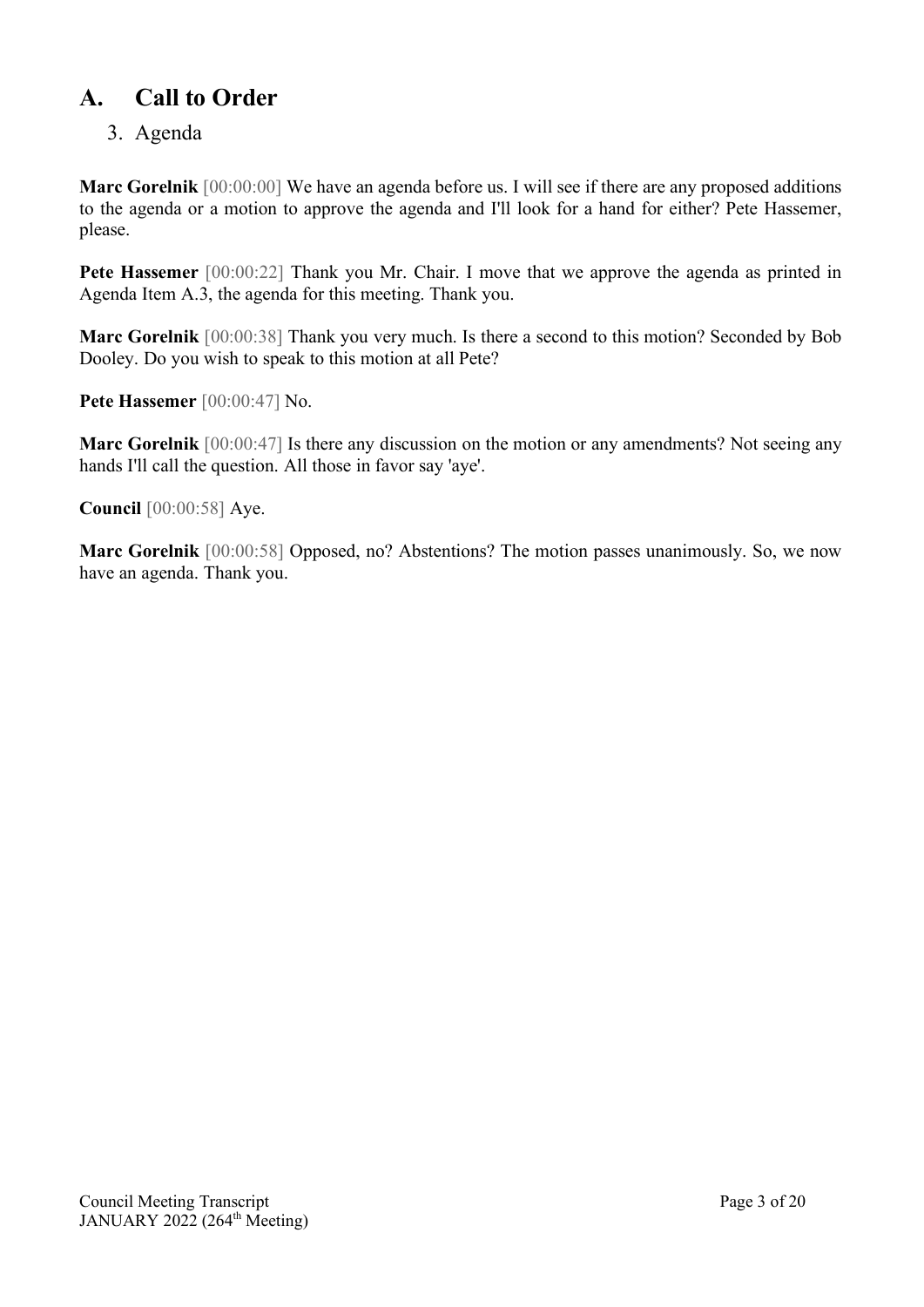# A. Call to Order

## 3. Agenda

**Marc Gorelnik** [00:00:00] We have an agenda before us. I will see if there are any proposed additions to the agenda or a motion to approve the agenda and I'll look for a hand for either? Pete Hassemer, please.

**Pete Hassemer** [00:00:22] Thank you Mr. Chair. I move that we approve the agenda as printed in Agenda Item A.3, the agenda for this meeting. Thank you.

**Marc Gorelnik** [00:00:38] Thank you very much. Is there a second to this motion? Seconded by Bob Dooley. Do you wish to speak to this motion at all Pete?

**Pete Hassemer** [00:00:47] No.

**Marc Gorelnik** [00:00:47] Is there any discussion on the motion or any amendments? Not seeing any hands I'll call the question. All those in favor say 'aye'.

**Council** [00:00:58] Aye.

**Marc Gorelnik** [00:00:58] Opposed, no? Abstentions? The motion passes unanimously. So, we now have an agenda. Thank you.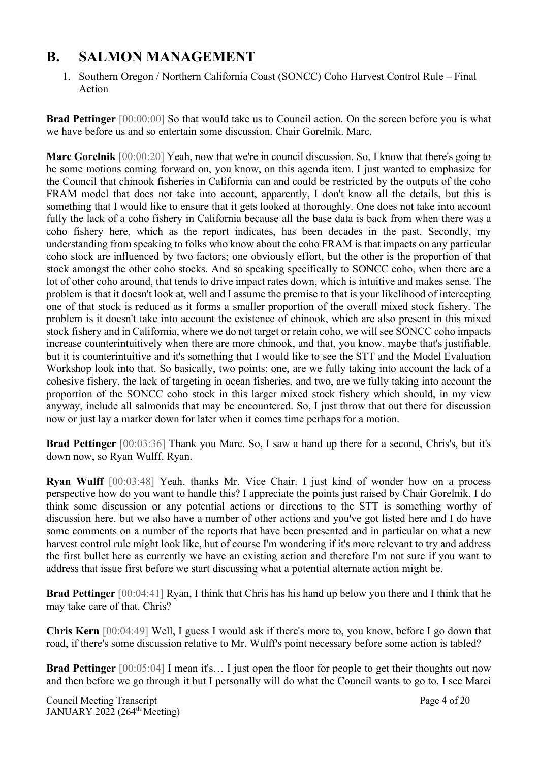## B. SALMON MANAGEMENT

1. Southern Oregon / Northern California Coast (SONCC) Coho Harvest Control Rule – Final Action

**Brad Pettinger** [00:00:00] So that would take us to Council action. On the screen before you is what we have before us and so entertain some discussion. Chair Gorelnik. Marc.

**Marc Gorelnik** [00:00:20] Yeah, now that we're in council discussion. So, I know that there's going to be some motions coming forward on, you know, on this agenda item. I just wanted to emphasize for the Council that chinook fisheries in California can and could be restricted by the outputs of the coho FRAM model that does not take into account, apparently, I don't know all the details, but this is something that I would like to ensure that it gets looked at thoroughly. One does not take into account fully the lack of a coho fishery in California because all the base data is back from when there was a coho fishery here, which as the report indicates, has been decades in the past. Secondly, my understanding from speaking to folks who know about the coho FRAM is that impacts on any particular coho stock are influenced by two factors; one obviously effort, but the other is the proportion of that stock amongst the other coho stocks. And so speaking specifically to SONCC coho, when there are a lot of other coho around, that tends to drive impact rates down, which is intuitive and makes sense. The problem is that it doesn't look at, well and I assume the premise to that is your likelihood of intercepting one of that stock is reduced as it forms a smaller proportion of the overall mixed stock fishery. The problem is it doesn't take into account the existence of chinook, which are also present in this mixed stock fishery and in California, where we do not target or retain coho, we will see SONCC coho impacts increase counterintuitively when there are more chinook, and that, you know, maybe that's justifiable, but it is counterintuitive and it's something that I would like to see the STT and the Model Evaluation Workshop look into that. So basically, two points; one, are we fully taking into account the lack of a cohesive fishery, the lack of targeting in ocean fisheries, and two, are we fully taking into account the proportion of the SONCC coho stock in this larger mixed stock fishery which should, in my view anyway, include all salmonids that may be encountered. So, I just throw that out there for discussion now or just lay a marker down for later when it comes time perhaps for a motion.

**Brad Pettinger** [00:03:36] Thank you Marc. So, I saw a hand up there for a second, Chris's, but it's down now, so Ryan Wulff. Ryan.

**Ryan Wulff** [00:03:48] Yeah, thanks Mr. Vice Chair. I just kind of wonder how on a process perspective how do you want to handle this? I appreciate the points just raised by Chair Gorelnik. I do think some discussion or any potential actions or directions to the STT is something worthy of discussion here, but we also have a number of other actions and you've got listed here and I do have some comments on a number of the reports that have been presented and in particular on what a new harvest control rule might look like, but of course I'm wondering if it's more relevant to try and address the first bullet here as currently we have an existing action and therefore I'm not sure if you want to address that issue first before we start discussing what a potential alternate action might be.

**Brad Pettinger** [00:04:41] Ryan, I think that Chris has his hand up below you there and I think that he may take care of that. Chris?

**Chris Kern** [00:04:49] Well, I guess I would ask if there's more to, you know, before I go down that road, if there's some discussion relative to Mr. Wulff's point necessary before some action is tabled?

**Brad Pettinger** [00:05:04] I mean it's… I just open the floor for people to get their thoughts out now and then before we go through it but I personally will do what the Council wants to go to. I see Marci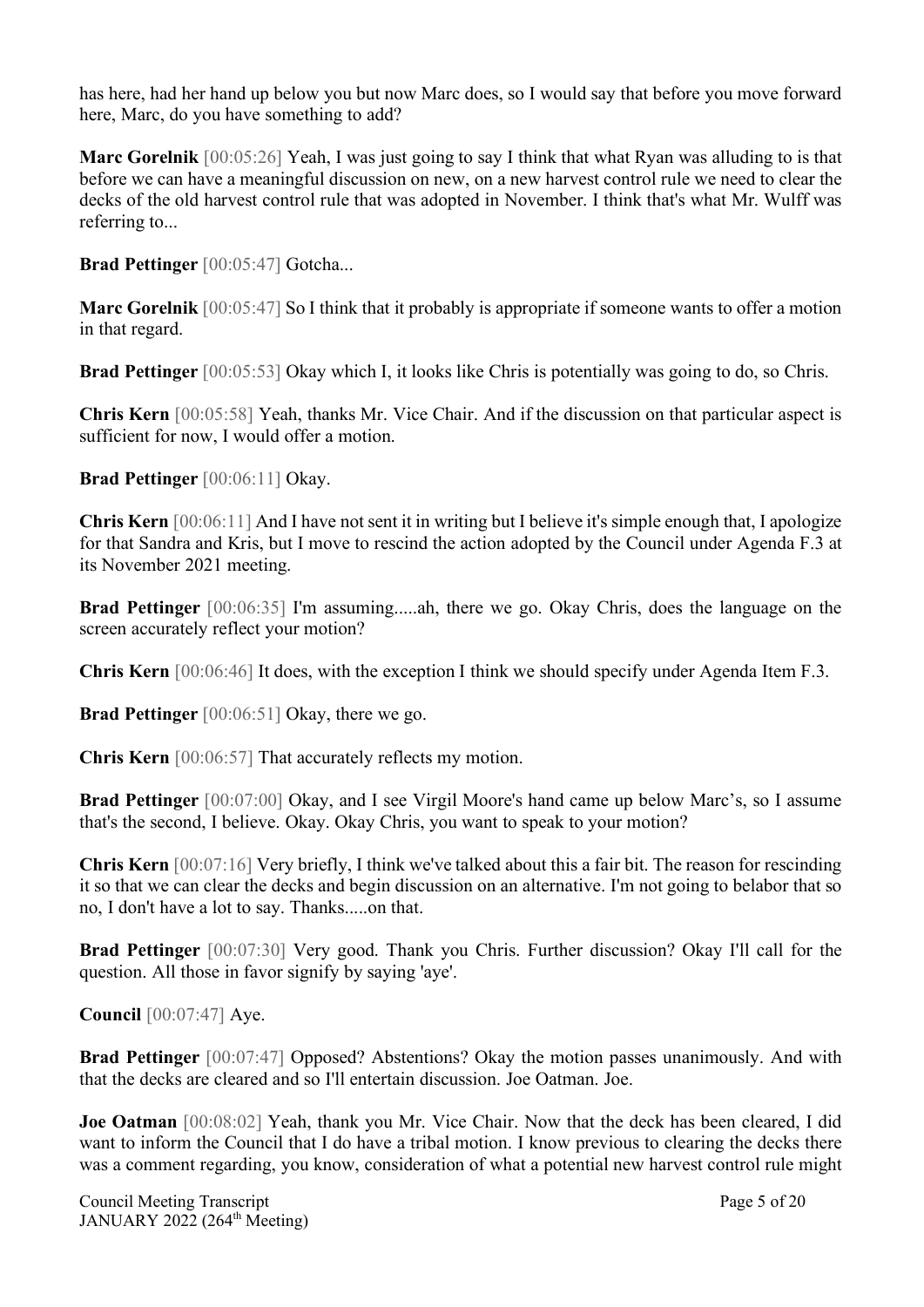has here, had her hand up below you but now Marc does, so I would say that before you move forward here, Marc, do you have something to add?

**Marc Gorelnik** [00:05:26] Yeah, I was just going to say I think that what Ryan was alluding to is that before we can have a meaningful discussion on new, on a new harvest control rule we need to clear the decks of the old harvest control rule that was adopted in November. I think that's what Mr. Wulff was referring to...

**Brad Pettinger** [00:05:47] Gotcha...

**Marc Gorelnik** [00:05:47] So I think that it probably is appropriate if someone wants to offer a motion in that regard.

**Brad Pettinger** [00:05:53] Okay which I, it looks like Chris is potentially was going to do, so Chris.

**Chris Kern** [00:05:58] Yeah, thanks Mr. Vice Chair. And if the discussion on that particular aspect is sufficient for now, I would offer a motion.

**Brad Pettinger** [00:06:11] Okay.

**Chris Kern** [00:06:11] And I have not sent it in writing but I believe it's simple enough that, I apologize for that Sandra and Kris, but I move to rescind the action adopted by the Council under Agenda F.3 at its November 2021 meeting.

**Brad Pettinger** [00:06:35] I'm assuming.....ah, there we go. Okay Chris, does the language on the screen accurately reflect your motion?

**Chris Kern** [00:06:46] It does, with the exception I think we should specify under Agenda Item F.3.

**Brad Pettinger** [00:06:51] Okay, there we go.

**Chris Kern** [00:06:57] That accurately reflects my motion.

**Brad Pettinger** [00:07:00] Okay, and I see Virgil Moore's hand came up below Marc's, so I assume that's the second, I believe. Okay. Okay Chris, you want to speak to your motion?

**Chris Kern** [00:07:16] Very briefly, I think we've talked about this a fair bit. The reason for rescinding it so that we can clear the decks and begin discussion on an alternative. I'm not going to belabor that so no, I don't have a lot to say. Thanks.....on that.

**Brad Pettinger** [00:07:30] Very good. Thank you Chris. Further discussion? Okay I'll call for the question. All those in favor signify by saying 'aye'.

**Council** [00:07:47] Aye.

**Brad Pettinger** [00:07:47] Opposed? Abstentions? Okay the motion passes unanimously. And with that the decks are cleared and so I'll entertain discussion. Joe Oatman. Joe.

**Joe Oatman** [00:08:02] Yeah, thank you Mr. Vice Chair. Now that the deck has been cleared, I did want to inform the Council that I do have a tribal motion. I know previous to clearing the decks there was a comment regarding, you know, consideration of what a potential new harvest control rule might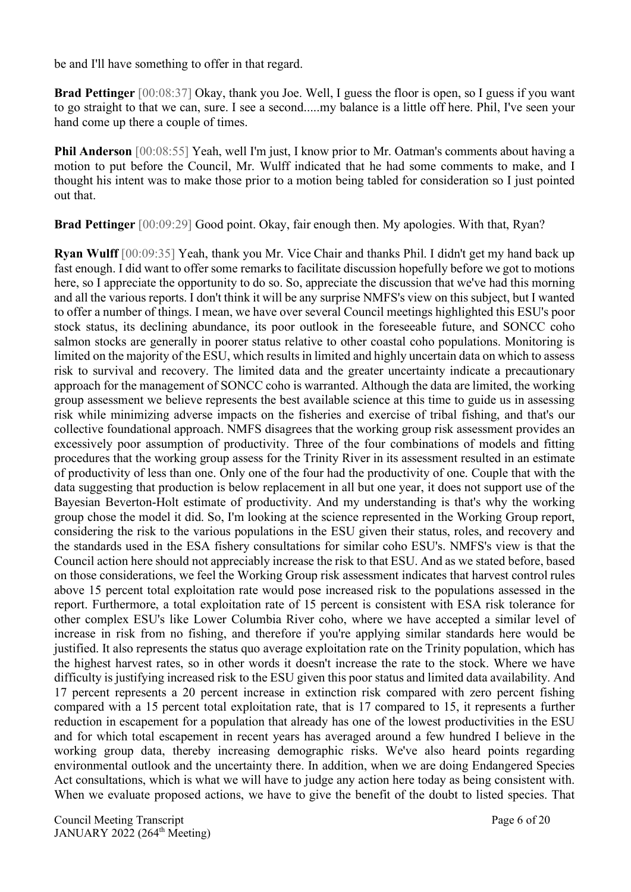be and I'll have something to offer in that regard.

**Brad Pettinger** [00:08:37] Okay, thank you Joe. Well, I guess the floor is open, so I guess if you want to go straight to that we can, sure. I see a second.....my balance is a little off here. Phil, I've seen your hand come up there a couple of times.

**Phil Anderson** [00:08:55] Yeah, well I'm just, I know prior to Mr. Oatman's comments about having a motion to put before the Council, Mr. Wulff indicated that he had some comments to make, and I thought his intent was to make those prior to a motion being tabled for consideration so I just pointed out that.

**Brad Pettinger** [00:09:29] Good point. Okay, fair enough then. My apologies. With that, Ryan?

**Ryan Wulff** [00:09:35] Yeah, thank you Mr. Vice Chair and thanks Phil. I didn't get my hand back up fast enough. I did want to offer some remarks to facilitate discussion hopefully before we got to motions here, so I appreciate the opportunity to do so. So, appreciate the discussion that we've had this morning and all the various reports. I don't think it will be any surprise NMFS's view on this subject, but I wanted to offer a number of things. I mean, we have over several Council meetings highlighted this ESU's poor stock status, its declining abundance, its poor outlook in the foreseeable future, and SONCC coho salmon stocks are generally in poorer status relative to other coastal coho populations. Monitoring is limited on the majority of the ESU, which results in limited and highly uncertain data on which to assess risk to survival and recovery. The limited data and the greater uncertainty indicate a precautionary approach for the management of SONCC coho is warranted. Although the data are limited, the working group assessment we believe represents the best available science at this time to guide us in assessing risk while minimizing adverse impacts on the fisheries and exercise of tribal fishing, and that's our collective foundational approach. NMFS disagrees that the working group risk assessment provides an excessively poor assumption of productivity. Three of the four combinations of models and fitting procedures that the working group assess for the Trinity River in its assessment resulted in an estimate of productivity of less than one. Only one of the four had the productivity of one. Couple that with the data suggesting that production is below replacement in all but one year, it does not support use of the Bayesian Beverton-Holt estimate of productivity. And my understanding is that's why the working group chose the model it did. So, I'm looking at the science represented in the Working Group report, considering the risk to the various populations in the ESU given their status, roles, and recovery and the standards used in the ESA fishery consultations for similar coho ESU's. NMFS's view is that the Council action here should not appreciably increase the risk to that ESU. And as we stated before, based on those considerations, we feel the Working Group risk assessment indicates that harvest control rules above 15 percent total exploitation rate would pose increased risk to the populations assessed in the report. Furthermore, a total exploitation rate of 15 percent is consistent with ESA risk tolerance for other complex ESU's like Lower Columbia River coho, where we have accepted a similar level of increase in risk from no fishing, and therefore if you're applying similar standards here would be justified. It also represents the status quo average exploitation rate on the Trinity population, which has the highest harvest rates, so in other words it doesn't increase the rate to the stock. Where we have difficulty is justifying increased risk to the ESU given this poor status and limited data availability. And 17 percent represents a 20 percent increase in extinction risk compared with zero percent fishing compared with a 15 percent total exploitation rate, that is 17 compared to 15, it represents a further reduction in escapement for a population that already has one of the lowest productivities in the ESU and for which total escapement in recent years has averaged around a few hundred I believe in the working group data, thereby increasing demographic risks. We've also heard points regarding environmental outlook and the uncertainty there. In addition, when we are doing Endangered Species Act consultations, which is what we will have to judge any action here today as being consistent with. When we evaluate proposed actions, we have to give the benefit of the doubt to listed species. That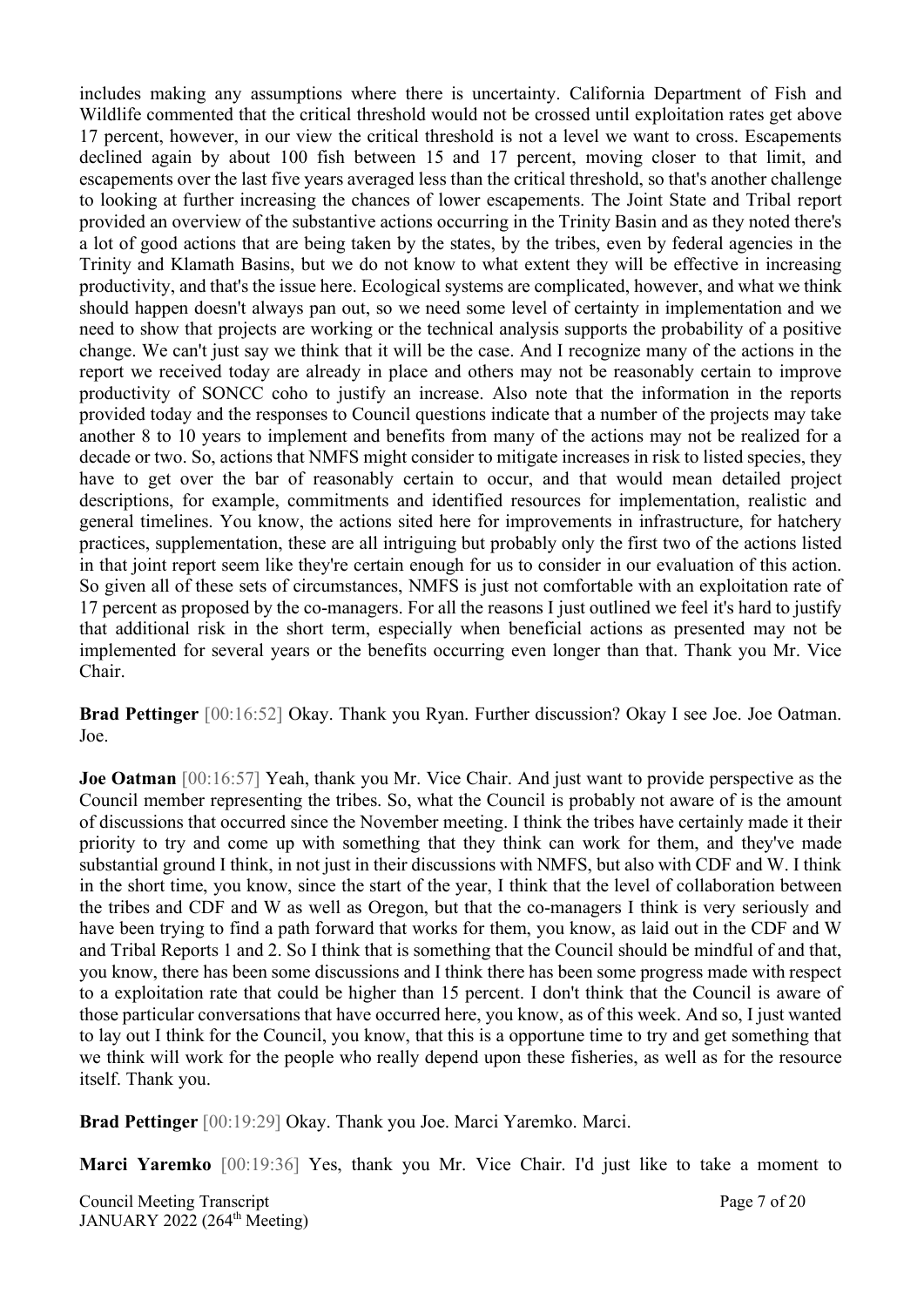includes making any assumptions where there is uncertainty. California Department of Fish and Wildlife commented that the critical threshold would not be crossed until exploitation rates get above 17 percent, however, in our view the critical threshold is not a level we want to cross. Escapements declined again by about 100 fish between 15 and 17 percent, moving closer to that limit, and escapements over the last five years averaged less than the critical threshold, so that's another challenge to looking at further increasing the chances of lower escapements. The Joint State and Tribal report provided an overview of the substantive actions occurring in the Trinity Basin and as they noted there's a lot of good actions that are being taken by the states, by the tribes, even by federal agencies in the Trinity and Klamath Basins, but we do not know to what extent they will be effective in increasing productivity, and that's the issue here. Ecological systems are complicated, however, and what we think should happen doesn't always pan out, so we need some level of certainty in implementation and we need to show that projects are working or the technical analysis supports the probability of a positive change. We can't just say we think that it will be the case. And I recognize many of the actions in the report we received today are already in place and others may not be reasonably certain to improve productivity of SONCC coho to justify an increase. Also note that the information in the reports provided today and the responses to Council questions indicate that a number of the projects may take another 8 to 10 years to implement and benefits from many of the actions may not be realized for a decade or two. So, actions that NMFS might consider to mitigate increases in risk to listed species, they have to get over the bar of reasonably certain to occur, and that would mean detailed project descriptions, for example, commitments and identified resources for implementation, realistic and general timelines. You know, the actions sited here for improvements in infrastructure, for hatchery practices, supplementation, these are all intriguing but probably only the first two of the actions listed in that joint report seem like they're certain enough for us to consider in our evaluation of this action. So given all of these sets of circumstances, NMFS is just not comfortable with an exploitation rate of 17 percent as proposed by the co-managers. For all the reasons I just outlined we feel it's hard to justify that additional risk in the short term, especially when beneficial actions as presented may not be implemented for several years or the benefits occurring even longer than that. Thank you Mr. Vice Chair.

**Brad Pettinger** [00:16:52] Okay. Thank you Ryan. Further discussion? Okay I see Joe. Joe Oatman. Joe.

**Joe Oatman** [00:16:57] Yeah, thank you Mr. Vice Chair. And just want to provide perspective as the Council member representing the tribes. So, what the Council is probably not aware of is the amount of discussions that occurred since the November meeting. I think the tribes have certainly made it their priority to try and come up with something that they think can work for them, and they've made substantial ground I think, in not just in their discussions with NMFS, but also with CDF and W. I think in the short time, you know, since the start of the year, I think that the level of collaboration between the tribes and CDF and W as well as Oregon, but that the co-managers I think is very seriously and have been trying to find a path forward that works for them, you know, as laid out in the CDF and W and Tribal Reports 1 and 2. So I think that is something that the Council should be mindful of and that, you know, there has been some discussions and I think there has been some progress made with respect to a exploitation rate that could be higher than 15 percent. I don't think that the Council is aware of those particular conversations that have occurred here, you know, as of this week. And so, I just wanted to lay out I think for the Council, you know, that this is a opportune time to try and get something that we think will work for the people who really depend upon these fisheries, as well as for the resource itself. Thank you.

**Brad Pettinger** [00:19:29] Okay. Thank you Joe. Marci Yaremko. Marci.

**Marci Yaremko** [00:19:36] Yes, thank you Mr. Vice Chair. I'd just like to take a moment to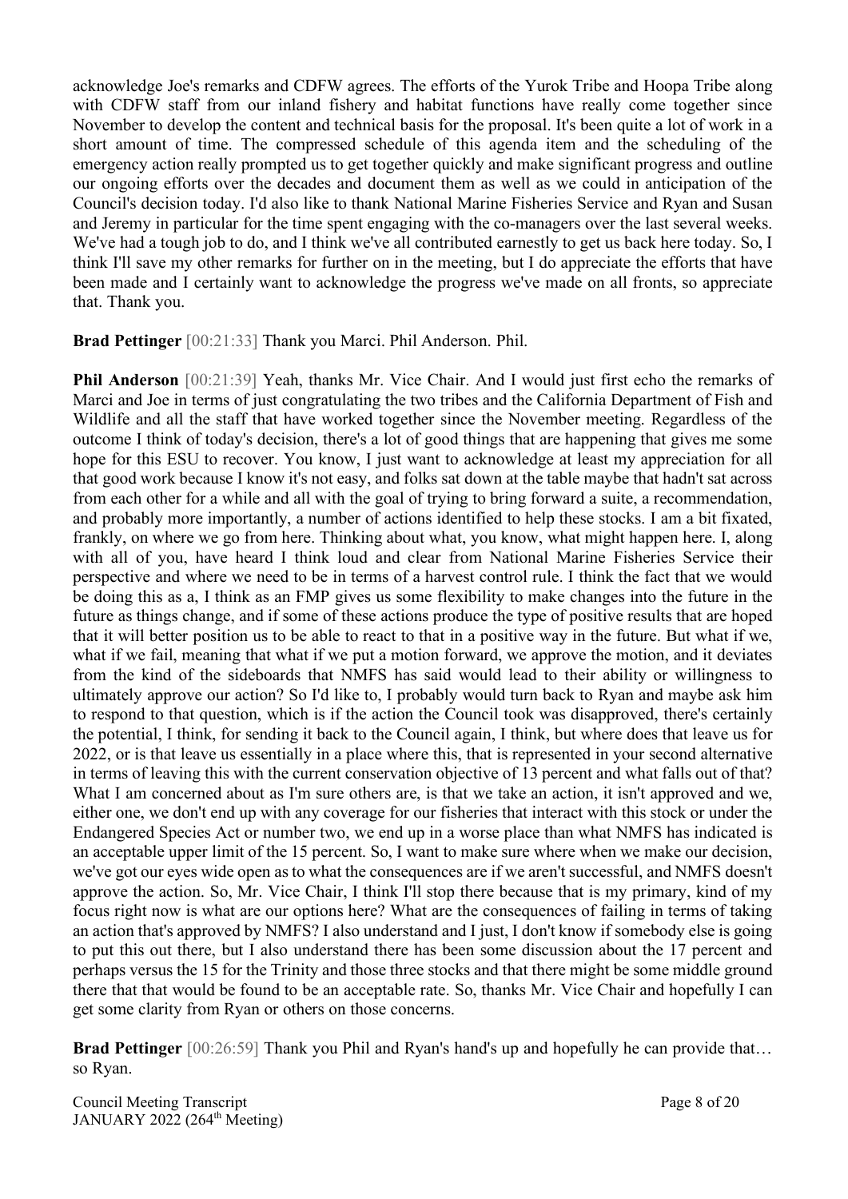acknowledge Joe's remarks and CDFW agrees. The efforts of the Yurok Tribe and Hoopa Tribe along with CDFW staff from our inland fishery and habitat functions have really come together since November to develop the content and technical basis for the proposal. It's been quite a lot of work in a short amount of time. The compressed schedule of this agenda item and the scheduling of the emergency action really prompted us to get together quickly and make significant progress and outline our ongoing efforts over the decades and document them as well as we could in anticipation of the Council's decision today. I'd also like to thank National Marine Fisheries Service and Ryan and Susan and Jeremy in particular for the time spent engaging with the co-managers over the last several weeks. We've had a tough job to do, and I think we've all contributed earnestly to get us back here today. So, I think I'll save my other remarks for further on in the meeting, but I do appreciate the efforts that have been made and I certainly want to acknowledge the progress we've made on all fronts, so appreciate that. Thank you.

**Brad Pettinger** [00:21:33] Thank you Marci. Phil Anderson. Phil.

**Phil Anderson** [00:21:39] Yeah, thanks Mr. Vice Chair. And I would just first echo the remarks of Marci and Joe in terms of just congratulating the two tribes and the California Department of Fish and Wildlife and all the staff that have worked together since the November meeting. Regardless of the outcome I think of today's decision, there's a lot of good things that are happening that gives me some hope for this ESU to recover. You know, I just want to acknowledge at least my appreciation for all that good work because I know it's not easy, and folks sat down at the table maybe that hadn't sat across from each other for a while and all with the goal of trying to bring forward a suite, a recommendation, and probably more importantly, a number of actions identified to help these stocks. I am a bit fixated, frankly, on where we go from here. Thinking about what, you know, what might happen here. I, along with all of you, have heard I think loud and clear from National Marine Fisheries Service their perspective and where we need to be in terms of a harvest control rule. I think the fact that we would be doing this as a, I think as an FMP gives us some flexibility to make changes into the future in the future as things change, and if some of these actions produce the type of positive results that are hoped that it will better position us to be able to react to that in a positive way in the future. But what if we, what if we fail, meaning that what if we put a motion forward, we approve the motion, and it deviates from the kind of the sideboards that NMFS has said would lead to their ability or willingness to ultimately approve our action? So I'd like to, I probably would turn back to Ryan and maybe ask him to respond to that question, which is if the action the Council took was disapproved, there's certainly the potential, I think, for sending it back to the Council again, I think, but where does that leave us for 2022, or is that leave us essentially in a place where this, that is represented in your second alternative in terms of leaving this with the current conservation objective of 13 percent and what falls out of that? What I am concerned about as I'm sure others are, is that we take an action, it isn't approved and we, either one, we don't end up with any coverage for our fisheries that interact with this stock or under the Endangered Species Act or number two, we end up in a worse place than what NMFS has indicated is an acceptable upper limit of the 15 percent. So, I want to make sure where when we make our decision, we've got our eyes wide open as to what the consequences are if we aren't successful, and NMFS doesn't approve the action. So, Mr. Vice Chair, I think I'll stop there because that is my primary, kind of my focus right now is what are our options here? What are the consequences of failing in terms of taking an action that's approved by NMFS? I also understand and I just, I don't know if somebody else is going to put this out there, but I also understand there has been some discussion about the 17 percent and perhaps versus the 15 for the Trinity and those three stocks and that there might be some middle ground there that that would be found to be an acceptable rate. So, thanks Mr. Vice Chair and hopefully I can get some clarity from Ryan or others on those concerns.

**Brad Pettinger** [00:26:59] Thank you Phil and Ryan's hand's up and hopefully he can provide that… so Ryan.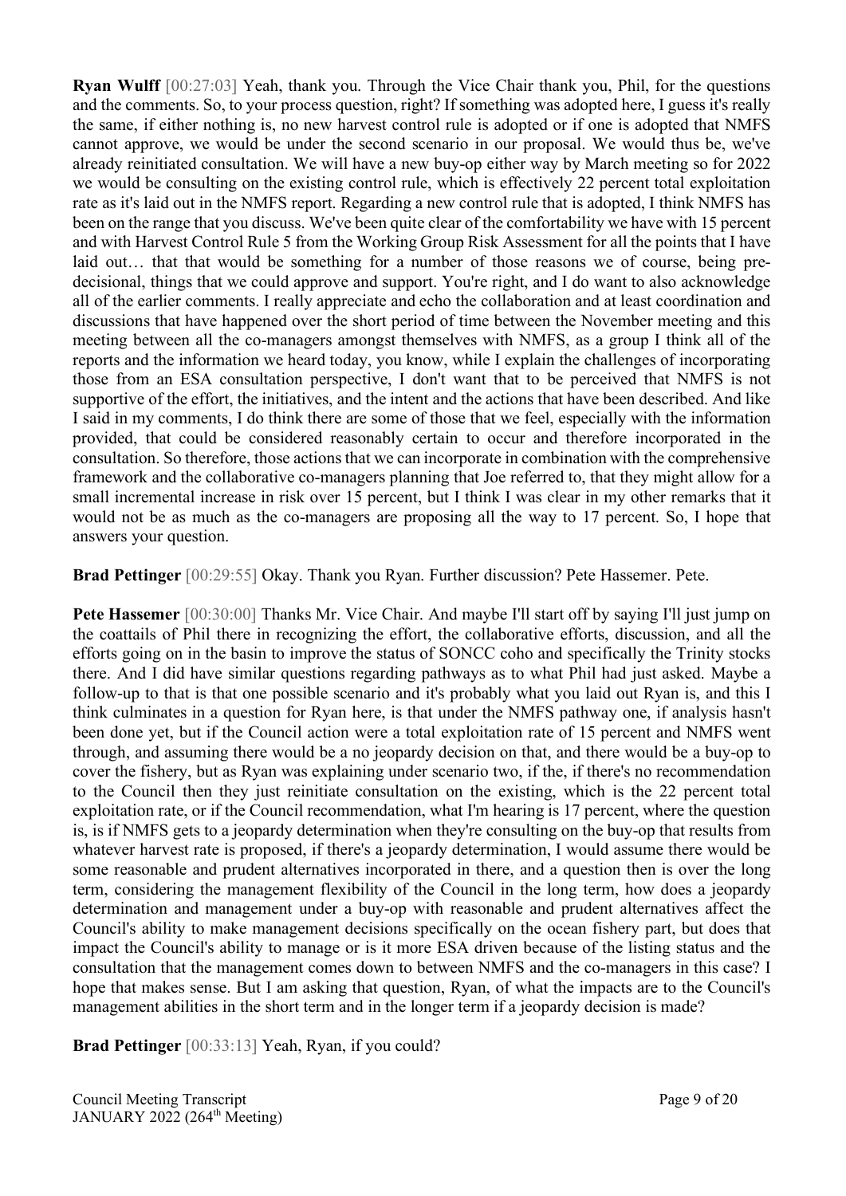**Ryan Wulff** [00:27:03] Yeah, thank you. Through the Vice Chair thank you, Phil, for the questions and the comments. So, to your process question, right? If something was adopted here, I guess it's really the same, if either nothing is, no new harvest control rule is adopted or if one is adopted that NMFS cannot approve, we would be under the second scenario in our proposal. We would thus be, we've already reinitiated consultation. We will have a new buy-op either way by March meeting so for 2022 we would be consulting on the existing control rule, which is effectively 22 percent total exploitation rate as it's laid out in the NMFS report. Regarding a new control rule that is adopted, I think NMFS has been on the range that you discuss. We've been quite clear of the comfortability we have with 15 percent and with Harvest Control Rule 5 from the Working Group Risk Assessment for all the points that I have laid out… that that would be something for a number of those reasons we of course, being pre-decisional, things that we could approve and support. You're right, and I do want to also acknowledge all of the earlier comments. I really appreciate and echo the collaboration and at least coordination and discussions that have happened over the short period of time between the November meeting and this meeting between all the co-managers amongst themselves with NMFS, as a group I think all of the reports and the information we heard today, you know, while I explain the challenges of incorporating those from an ESA consultation perspective, I don't want that to be perceived that NMFS is not supportive of the effort, the initiatives, and the intent and the actions that have been described. And like I said in my comments, I do think there are some of those that we feel, especially with the information provided, that could be considered reasonably certain to occur and therefore incorporated in the consultation. So therefore, those actions that we can incorporate in combination with the comprehensive framework and the collaborative co-managers planning that Joe referred to, that they might allow for a small incremental increase in risk over 15 percent, but I think I was clear in my other remarks that it would not be as much as the co-managers are proposing all the way to 17 percent. So, I hope that answers your question.

**Brad Pettinger** [00:29:55] Okay. Thank you Ryan. Further discussion? Pete Hassemer. Pete.

**Pete Hassemer** [00:30:00] Thanks Mr. Vice Chair. And maybe I'll start off by saying I'll just jump on the coattails of Phil there in recognizing the effort, the collaborative efforts, discussion, and all the efforts going on in the basin to improve the status of SONCC coho and specifically the Trinity stocks there. And I did have similar questions regarding pathways as to what Phil had just asked. Maybe a follow-up to that is that one possible scenario and it's probably what you laid out Ryan is, and this I think culminates in a question for Ryan here, is that under the NMFS pathway one, if analysis hasn't been done yet, but if the Council action were a total exploitation rate of 15 percent and NMFS went through, and assuming there would be a no jeopardy decision on that, and there would be a buy-op to cover the fishery, but as Ryan was explaining under scenario two, if the, if there's no recommendation to the Council then they just reinitiate consultation on the existing, which is the 22 percent total exploitation rate, or if the Council recommendation, what I'm hearing is 17 percent, where the question is, is if NMFS gets to a jeopardy determination when they're consulting on the buy-op that results from whatever harvest rate is proposed, if there's a jeopardy determination, I would assume there would be some reasonable and prudent alternatives incorporated in there, and a question then is over the long term, considering the management flexibility of the Council in the long term, how does a jeopardy determination and management under a buy-op with reasonable and prudent alternatives affect the Council's ability to make management decisions specifically on the ocean fishery part, but does that impact the Council's ability to manage or is it more ESA driven because of the listing status and the consultation that the management comes down to between NMFS and the co-managers in this case? I hope that makes sense. But I am asking that question, Ryan, of what the impacts are to the Council's management abilities in the short term and in the longer term if a jeopardy decision is made?

**Brad Pettinger** [00:33:13] Yeah, Ryan, if you could?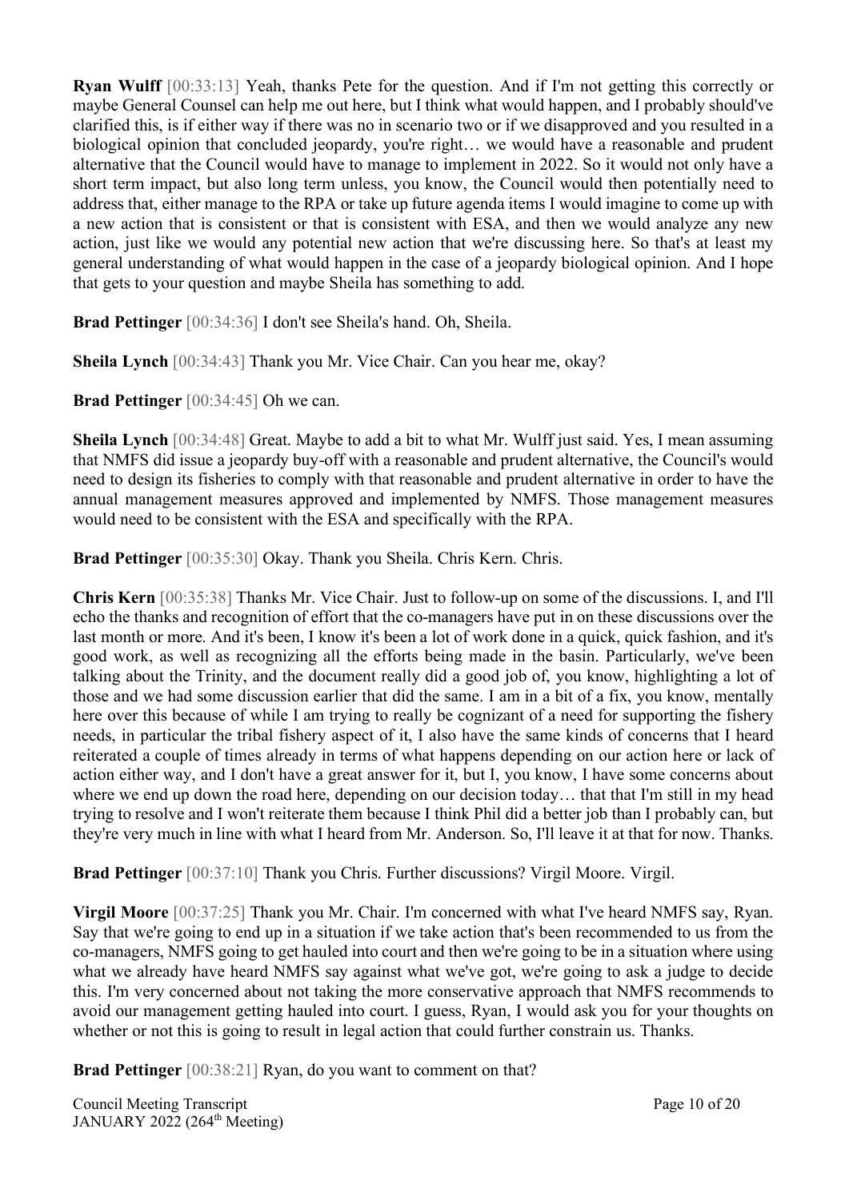**Ryan Wulff** [00:33:13] Yeah, thanks Pete for the question. And if I'm not getting this correctly or maybe General Counsel can help me out here, but I think what would happen, and I probably should've clarified this, is if either way if there was no in scenario two or if we disapproved and you resulted in a biological opinion that concluded jeopardy, you're right… we would have a reasonable and prudent alternative that the Council would have to manage to implement in 2022. So it would not only have a short term impact, but also long term unless, you know, the Council would then potentially need to address that, either manage to the RPA or take up future agenda items I would imagine to come up with a new action that is consistent or that is consistent with ESA, and then we would analyze any new action, just like we would any potential new action that we're discussing here. So that's at least my general understanding of what would happen in the case of a jeopardy biological opinion. And I hope that gets to your question and maybe Sheila has something to add.

**Brad Pettinger** [00:34:36] I don't see Sheila's hand. Oh, Sheila.

**Sheila Lynch** [00:34:43] Thank you Mr. Vice Chair. Can you hear me, okay?

**Brad Pettinger** [00:34:45] Oh we can.

**Sheila Lynch** [00:34:48] Great. Maybe to add a bit to what Mr. Wulff just said. Yes, I mean assuming that NMFS did issue a jeopardy buy-off with a reasonable and prudent alternative, the Council's would need to design its fisheries to comply with that reasonable and prudent alternative in order to have the annual management measures approved and implemented by NMFS. Those management measures would need to be consistent with the ESA and specifically with the RPA.

**Brad Pettinger** [00:35:30] Okay. Thank you Sheila. Chris Kern. Chris.

**Chris Kern** [00:35:38] Thanks Mr. Vice Chair. Just to follow-up on some of the discussions. I, and I'll echo the thanks and recognition of effort that the co-managers have put in on these discussions over the last month or more. And it's been, I know it's been a lot of work done in a quick, quick fashion, and it's good work, as well as recognizing all the efforts being made in the basin. Particularly, we've been talking about the Trinity, and the document really did a good job of, you know, highlighting a lot of those and we had some discussion earlier that did the same. I am in a bit of a fix, you know, mentally here over this because of while I am trying to really be cognizant of a need for supporting the fishery needs, in particular the tribal fishery aspect of it, I also have the same kinds of concerns that I heard reiterated a couple of times already in terms of what happens depending on our action here or lack of action either way, and I don't have a great answer for it, but I, you know, I have some concerns about where we end up down the road here, depending on our decision today… that that I'm still in my head trying to resolve and I won't reiterate them because I think Phil did a better job than I probably can, but they're very much in line with what I heard from Mr. Anderson. So, I'll leave it at that for now. Thanks.

**Brad Pettinger** [00:37:10] Thank you Chris. Further discussions? Virgil Moore. Virgil.

**Virgil Moore** [00:37:25] Thank you Mr. Chair. I'm concerned with what I've heard NMFS say, Ryan. Say that we're going to end up in a situation if we take action that's been recommended to us from the co-managers, NMFS going to get hauled into court and then we're going to be in a situation where using what we already have heard NMFS say against what we've got, we're going to ask a judge to decide this. I'm very concerned about not taking the more conservative approach that NMFS recommends to avoid our management getting hauled into court. I guess, Ryan, I would ask you for your thoughts on whether or not this is going to result in legal action that could further constrain us. Thanks.

**Brad Pettinger** [00:38:21] Ryan, do you want to comment on that?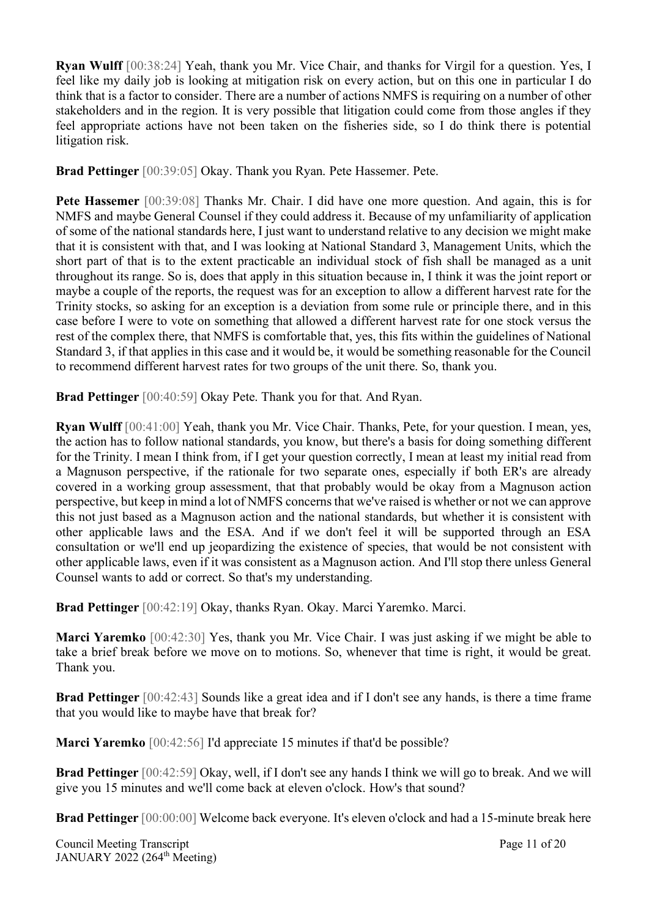**Ryan Wulff** [00:38:24] Yeah, thank you Mr. Vice Chair, and thanks for Virgil for a question. Yes, I feel like my daily job is looking at mitigation risk on every action, but on this one in particular I do think that is a factor to consider. There are a number of actions NMFS is requiring on a number of other stakeholders and in the region. It is very possible that litigation could come from those angles if they feel appropriate actions have not been taken on the fisheries side, so I do think there is potential litigation risk.

**Brad Pettinger** [00:39:05] Okay. Thank you Ryan. Pete Hassemer. Pete.

**Pete Hassemer** [00:39:08] Thanks Mr. Chair. I did have one more question. And again, this is for NMFS and maybe General Counsel if they could address it. Because of my unfamiliarity of application of some of the national standards here, I just want to understand relative to any decision we might make that it is consistent with that, and I was looking at National Standard 3, Management Units, which the short part of that is to the extent practicable an individual stock of fish shall be managed as a unit throughout its range. So is, does that apply in this situation because in, I think it was the joint report or maybe a couple of the reports, the request was for an exception to allow a different harvest rate for the Trinity stocks, so asking for an exception is a deviation from some rule or principle there, and in this case before I were to vote on something that allowed a different harvest rate for one stock versus the rest of the complex there, that NMFS is comfortable that, yes, this fits within the guidelines of National Standard 3, if that applies in this case and it would be, it would be something reasonable for the Council to recommend different harvest rates for two groups of the unit there. So, thank you.

**Brad Pettinger** [00:40:59] Okay Pete. Thank you for that. And Ryan.

**Ryan Wulff** [00:41:00] Yeah, thank you Mr. Vice Chair. Thanks, Pete, for your question. I mean, yes, the action has to follow national standards, you know, but there's a basis for doing something different for the Trinity. I mean I think from, if I get your question correctly, I mean at least my initial read from a Magnuson perspective, if the rationale for two separate ones, especially if both ER's are already covered in a working group assessment, that that probably would be okay from a Magnuson action perspective, but keep in mind a lot of NMFS concerns that we've raised is whether or not we can approve this not just based as a Magnuson action and the national standards, but whether it is consistent with other applicable laws and the ESA. And if we don't feel it will be supported through an ESA consultation or we'll end up jeopardizing the existence of species, that would be not consistent with other applicable laws, even if it was consistent as a Magnuson action. And I'll stop there unless General Counsel wants to add or correct. So that's my understanding.

**Brad Pettinger** [00:42:19] Okay, thanks Ryan. Okay. Marci Yaremko. Marci.

**Marci Yaremko** [00:42:30] Yes, thank you Mr. Vice Chair. I was just asking if we might be able to take a brief break before we move on to motions. So, whenever that time is right, it would be great. Thank you.

**Brad Pettinger** [00:42:43] Sounds like a great idea and if I don't see any hands, is there a time frame that you would like to maybe have that break for?

**Marci Yaremko** [00:42:56] I'd appreciate 15 minutes if that'd be possible?

**Brad Pettinger** [00:42:59] Okay, well, if I don't see any hands I think we will go to break. And we will give you 15 minutes and we'll come back at eleven o'clock. How's that sound?

**Brad Pettinger** [00:00:00] Welcome back everyone. It's eleven o'clock and had a 15-minute break here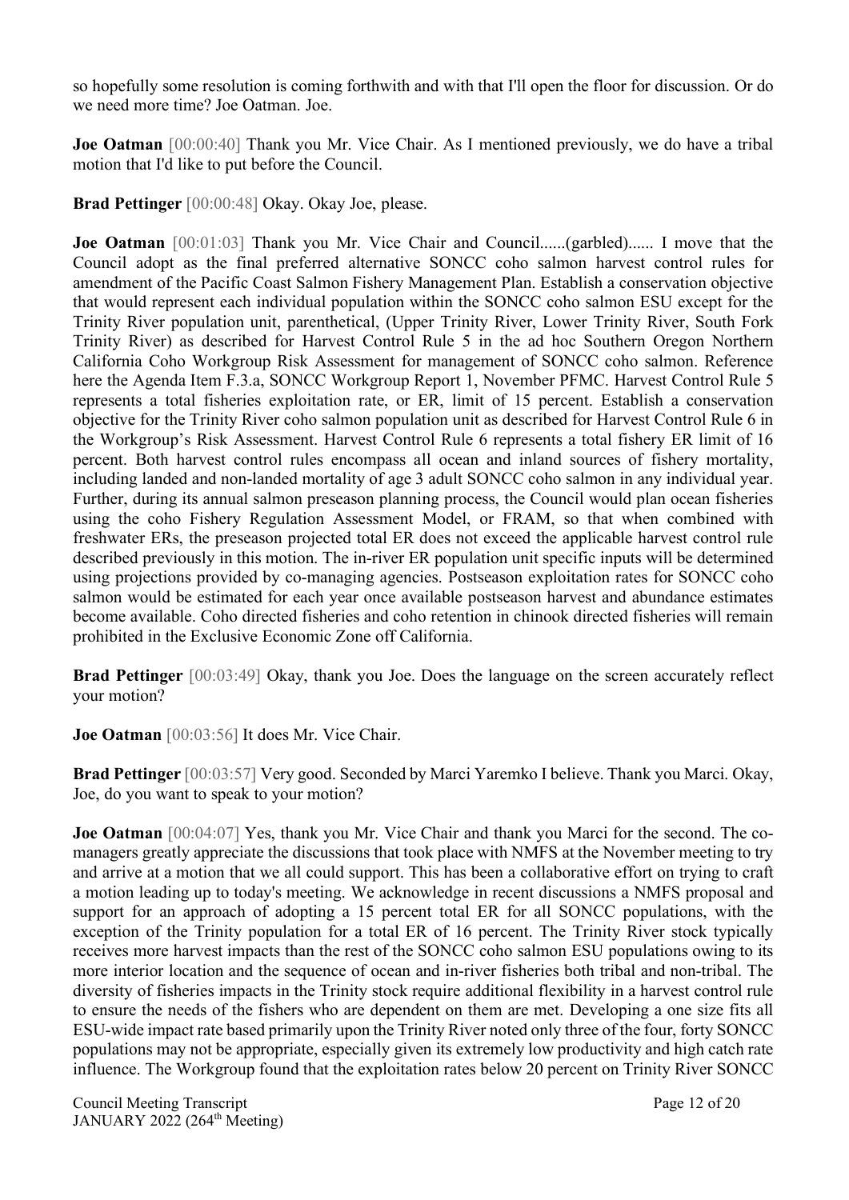so hopefully some resolution is coming forthwith and with that I'll open the floor for discussion. Or do we need more time? Joe Oatman. Joe.

**Joe Oatman** [00:00:40] Thank you Mr. Vice Chair. As I mentioned previously, we do have a tribal motion that I'd like to put before the Council.

**Brad Pettinger** [00:00:48] Okay. Okay Joe, please.

**Joe Oatman** [00:01:03] Thank you Mr. Vice Chair and Council......(garbled)...... I move that the Council adopt as the final preferred alternative SONCC coho salmon harvest control rules for amendment of the Pacific Coast Salmon Fishery Management Plan. Establish a conservation objective that would represent each individual population within the SONCC coho salmon ESU except for the Trinity River population unit, parenthetical, (Upper Trinity River, Lower Trinity River, South Fork Trinity River) as described for Harvest Control Rule 5 in the ad hoc Southern Oregon Northern California Coho Workgroup Risk Assessment for management of SONCC coho salmon. Reference here the Agenda Item F.3.a, SONCC Workgroup Report 1, November PFMC. Harvest Control Rule 5 represents a total fisheries exploitation rate, or ER, limit of 15 percent. Establish a conservation objective for the Trinity River coho salmon population unit as described for Harvest Control Rule 6 in the Workgroup's Risk Assessment. Harvest Control Rule 6 represents a total fishery ER limit of 16 percent. Both harvest control rules encompass all ocean and inland sources of fishery mortality, including landed and non-landed mortality of age 3 adult SONCC coho salmon in any individual year. Further, during its annual salmon preseason planning process, the Council would plan ocean fisheries using the coho Fishery Regulation Assessment Model, or FRAM, so that when combined with freshwater ERs, the preseason projected total ER does not exceed the applicable harvest control rule described previously in this motion. The in-river ER population unit specific inputs will be determined using projections provided by co-managing agencies. Postseason exploitation rates for SONCC coho salmon would be estimated for each year once available postseason harvest and abundance estimates become available. Coho directed fisheries and coho retention in chinook directed fisheries will remain prohibited in the Exclusive Economic Zone off California.

**Brad Pettinger** [00:03:49] Okay, thank you Joe. Does the language on the screen accurately reflect your motion?

**Joe Oatman** [00:03:56] It does Mr. Vice Chair.

**Brad Pettinger** [00:03:57] Very good. Seconded by Marci Yaremko I believe. Thank you Marci. Okay, Joe, do you want to speak to your motion?

**Joe Oatman** [00:04:07] Yes, thank you Mr. Vice Chair and thank you Marci for the second. The co-managers greatly appreciate the discussions that took place with NMFS at the November meeting to try and arrive at a motion that we all could support. This has been a collaborative effort on trying to craft a motion leading up to today's meeting. We acknowledge in recent discussions a NMFS proposal and support for an approach of adopting a 15 percent total ER for all SONCC populations, with the exception of the Trinity population for a total ER of 16 percent. The Trinity River stock typically receives more harvest impacts than the rest of the SONCC coho salmon ESU populations owing to its more interior location and the sequence of ocean and in-river fisheries both tribal and non-tribal. The diversity of fisheries impacts in the Trinity stock require additional flexibility in a harvest control rule to ensure the needs of the fishers who are dependent on them are met. Developing a one size fits all ESU-wide impact rate based primarily upon the Trinity River noted only three of the four, forty SONCC populations may not be appropriate, especially given its extremely low productivity and high catch rate influence. The Workgroup found that the exploitation rates below 20 percent on Trinity River SONCC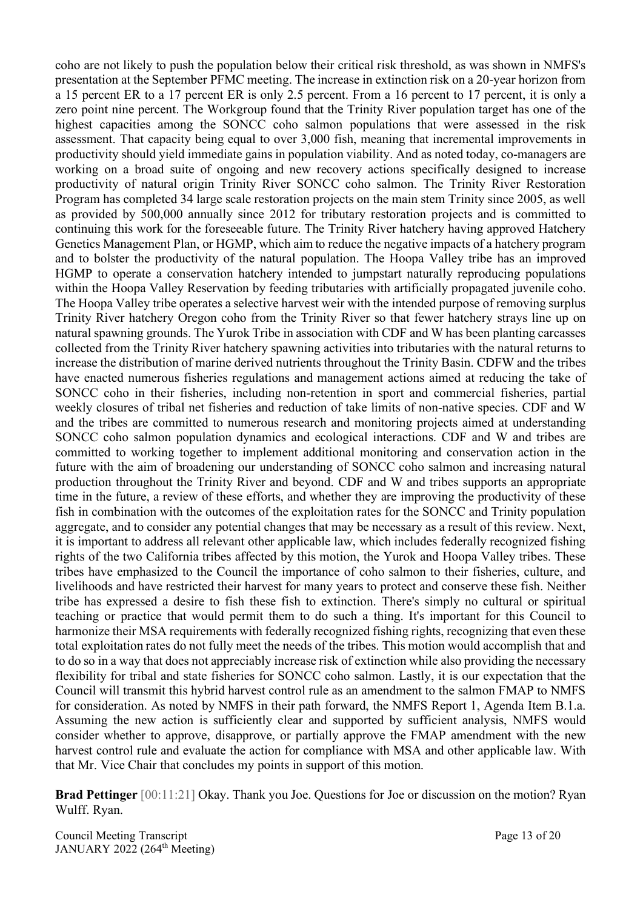coho are not likely to push the population below their critical risk threshold, as was shown in NMFS's presentation at the September PFMC meeting. The increase in extinction risk on a 20-year horizon from a 15 percent ER to a 17 percent ER is only 2.5 percent. From a 16 percent to 17 percent, it is only a zero point nine percent. The Workgroup found that the Trinity River population target has one of the highest capacities among the SONCC coho salmon populations that were assessed in the risk assessment. That capacity being equal to over 3,000 fish, meaning that incremental improvements in productivity should yield immediate gains in population viability. And as noted today, co-managers are working on a broad suite of ongoing and new recovery actions specifically designed to increase productivity of natural origin Trinity River SONCC coho salmon. The Trinity River Restoration Program has completed 34 large scale restoration projects on the main stem Trinity since 2005, as well as provided by 500,000 annually since 2012 for tributary restoration projects and is committed to continuing this work for the foreseeable future. The Trinity River hatchery having approved Hatchery Genetics Management Plan, or HGMP, which aim to reduce the negative impacts of a hatchery program and to bolster the productivity of the natural population. The Hoopa Valley tribe has an improved HGMP to operate a conservation hatchery intended to jumpstart naturally reproducing populations within the Hoopa Valley Reservation by feeding tributaries with artificially propagated juvenile coho. The Hoopa Valley tribe operates a selective harvest weir with the intended purpose of removing surplus Trinity River hatchery Oregon coho from the Trinity River so that fewer hatchery strays line up on natural spawning grounds. The Yurok Tribe in association with CDF and W has been planting carcasses collected from the Trinity River hatchery spawning activities into tributaries with the natural returns to increase the distribution of marine derived nutrients throughout the Trinity Basin. CDFW and the tribes have enacted numerous fisheries regulations and management actions aimed at reducing the take of SONCC coho in their fisheries, including non-retention in sport and commercial fisheries, partial weekly closures of tribal net fisheries and reduction of take limits of non-native species. CDF and W and the tribes are committed to numerous research and monitoring projects aimed at understanding SONCC coho salmon population dynamics and ecological interactions. CDF and W and tribes are committed to working together to implement additional monitoring and conservation action in the future with the aim of broadening our understanding of SONCC coho salmon and increasing natural production throughout the Trinity River and beyond. CDF and W and tribes supports an appropriate time in the future, a review of these efforts, and whether they are improving the productivity of these fish in combination with the outcomes of the exploitation rates for the SONCC and Trinity population aggregate, and to consider any potential changes that may be necessary as a result of this review. Next, it is important to address all relevant other applicable law, which includes federally recognized fishing rights of the two California tribes affected by this motion, the Yurok and Hoopa Valley tribes. These tribes have emphasized to the Council the importance of coho salmon to their fisheries, culture, and livelihoods and have restricted their harvest for many years to protect and conserve these fish. Neither tribe has expressed a desire to fish these fish to extinction. There's simply no cultural or spiritual teaching or practice that would permit them to do such a thing. It's important for this Council to harmonize their MSA requirements with federally recognized fishing rights, recognizing that even these total exploitation rates do not fully meet the needs of the tribes. This motion would accomplish that and to do so in a way that does not appreciably increase risk of extinction while also providing the necessary flexibility for tribal and state fisheries for SONCC coho salmon. Lastly, it is our expectation that the Council will transmit this hybrid harvest control rule as an amendment to the salmon FMAP to NMFS for consideration. As noted by NMFS in their path forward, the NMFS Report 1, Agenda Item B.1.a. Assuming the new action is sufficiently clear and supported by sufficient analysis, NMFS would consider whether to approve, disapprove, or partially approve the FMAP amendment with the new harvest control rule and evaluate the action for compliance with MSA and other applicable law. With that Mr. Vice Chair that concludes my points in support of this motion.

**Brad Pettinger** [00:11:21] Okay. Thank you Joe. Questions for Joe or discussion on the motion? Ryan Wulff. Ryan.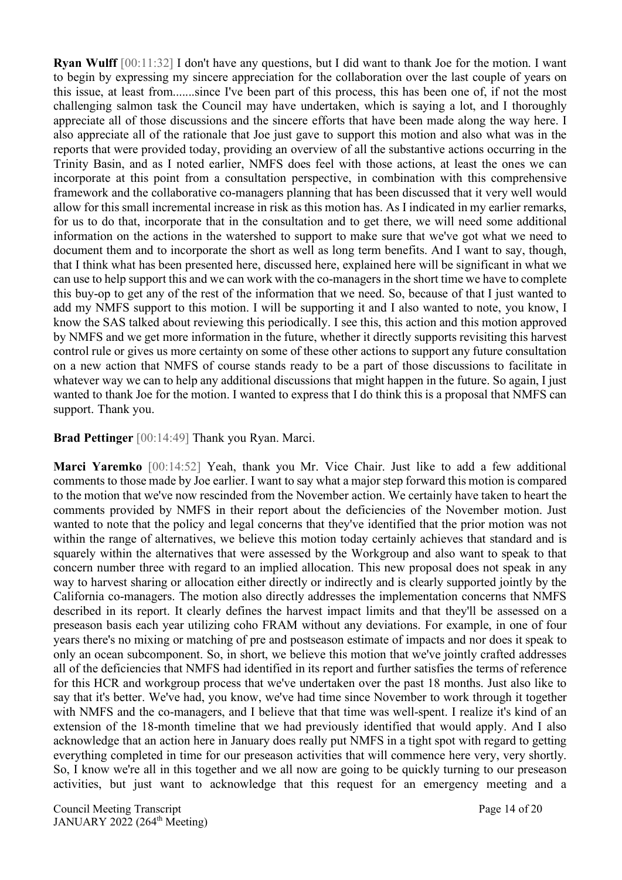**Ryan Wulff** [00:11:32] I don't have any questions, but I did want to thank Joe for the motion. I want to begin by expressing my sincere appreciation for the collaboration over the last couple of years on this issue, at least from.......since I've been part of this process, this has been one of, if not the most challenging salmon task the Council may have undertaken, which is saying a lot, and I thoroughly appreciate all of those discussions and the sincere efforts that have been made along the way here. I also appreciate all of the rationale that Joe just gave to support this motion and also what was in the reports that were provided today, providing an overview of all the substantive actions occurring in the Trinity Basin, and as I noted earlier, NMFS does feel with those actions, at least the ones we can incorporate at this point from a consultation perspective, in combination with this comprehensive framework and the collaborative co-managers planning that has been discussed that it very well would allow for this small incremental increase in risk as this motion has. As I indicated in my earlier remarks, for us to do that, incorporate that in the consultation and to get there, we will need some additional information on the actions in the watershed to support to make sure that we've got what we need to document them and to incorporate the short as well as long term benefits. And I want to say, though, that I think what has been presented here, discussed here, explained here will be significant in what we can use to help support this and we can work with the co-managers in the short time we have to complete this buy-op to get any of the rest of the information that we need. So, because of that I just wanted to add my NMFS support to this motion. I will be supporting it and I also wanted to note, you know, I know the SAS talked about reviewing this periodically. I see this, this action and this motion approved by NMFS and we get more information in the future, whether it directly supports revisiting this harvest control rule or gives us more certainty on some of these other actions to support any future consultation on a new action that NMFS of course stands ready to be a part of those discussions to facilitate in whatever way we can to help any additional discussions that might happen in the future. So again, I just wanted to thank Joe for the motion. I wanted to express that I do think this is a proposal that NMFS can support. Thank you.

**Brad Pettinger** [00:14:49] Thank you Ryan. Marci.

**Marci Yaremko** [00:14:52] Yeah, thank you Mr. Vice Chair. Just like to add a few additional comments to those made by Joe earlier. I want to say what a major step forward this motion is compared to the motion that we've now rescinded from the November action. We certainly have taken to heart the comments provided by NMFS in their report about the deficiencies of the November motion. Just wanted to note that the policy and legal concerns that they've identified that the prior motion was not within the range of alternatives, we believe this motion today certainly achieves that standard and is squarely within the alternatives that were assessed by the Workgroup and also want to speak to that concern number three with regard to an implied allocation. This new proposal does not speak in any way to harvest sharing or allocation either directly or indirectly and is clearly supported jointly by the California co-managers. The motion also directly addresses the implementation concerns that NMFS described in its report. It clearly defines the harvest impact limits and that they'll be assessed on a preseason basis each year utilizing coho FRAM without any deviations. For example, in one of four years there's no mixing or matching of pre and postseason estimate of impacts and nor does it speak to only an ocean subcomponent. So, in short, we believe this motion that we've jointly crafted addresses all of the deficiencies that NMFS had identified in its report and further satisfies the terms of reference for this HCR and workgroup process that we've undertaken over the past 18 months. Just also like to say that it's better. We've had, you know, we've had time since November to work through it together with NMFS and the co-managers, and I believe that that time was well-spent. I realize it's kind of an extension of the 18-month timeline that we had previously identified that would apply. And I also acknowledge that an action here in January does really put NMFS in a tight spot with regard to getting everything completed in time for our preseason activities that will commence here very, very shortly. So, I know we're all in this together and we all now are going to be quickly turning to our preseason activities, but just want to acknowledge that this request for an emergency meeting and a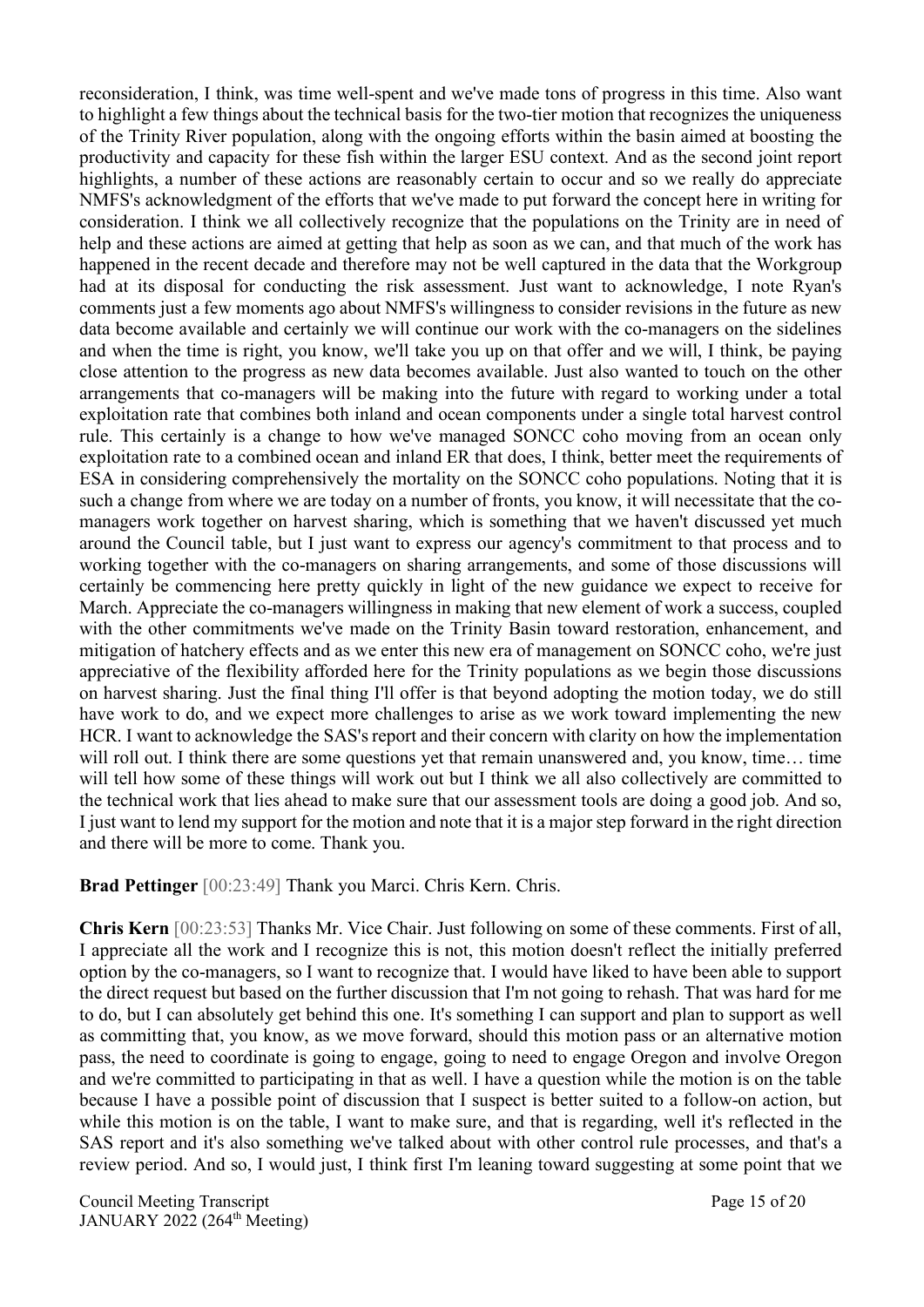reconsideration, I think, was time well-spent and we've made tons of progress in this time. Also want to highlight a few things about the technical basis for the two-tier motion that recognizes the uniqueness of the Trinity River population, along with the ongoing efforts within the basin aimed at boosting the productivity and capacity for these fish within the larger ESU context. And as the second joint report highlights, a number of these actions are reasonably certain to occur and so we really do appreciate NMFS's acknowledgment of the efforts that we've made to put forward the concept here in writing for consideration. I think we all collectively recognize that the populations on the Trinity are in need of help and these actions are aimed at getting that help as soon as we can, and that much of the work has happened in the recent decade and therefore may not be well captured in the data that the Workgroup had at its disposal for conducting the risk assessment. Just want to acknowledge, I note Ryan's comments just a few moments ago about NMFS's willingness to consider revisions in the future as new data become available and certainly we will continue our work with the co-managers on the sidelines and when the time is right, you know, we'll take you up on that offer and we will, I think, be paying close attention to the progress as new data becomes available. Just also wanted to touch on the other arrangements that co-managers will be making into the future with regard to working under a total exploitation rate that combines both inland and ocean components under a single total harvest control rule. This certainly is a change to how we've managed SONCC coho moving from an ocean only exploitation rate to a combined ocean and inland ER that does, I think, better meet the requirements of ESA in considering comprehensively the mortality on the SONCC coho populations. Noting that it is such a change from where we are today on a number of fronts, you know, it will necessitate that the co-managers work together on harvest sharing, which is something that we haven't discussed yet much around the Council table, but I just want to express our agency's commitment to that process and to working together with the co-managers on sharing arrangements, and some of those discussions will certainly be commencing here pretty quickly in light of the new guidance we expect to receive for March. Appreciate the co-managers willingness in making that new element of work a success, coupled with the other commitments we've made on the Trinity Basin toward restoration, enhancement, and mitigation of hatchery effects and as we enter this new era of management on SONCC coho, we're just appreciative of the flexibility afforded here for the Trinity populations as we begin those discussions on harvest sharing. Just the final thing I'll offer is that beyond adopting the motion today, we do still have work to do, and we expect more challenges to arise as we work toward implementing the new HCR. I want to acknowledge the SAS's report and their concern with clarity on how the implementation will roll out. I think there are some questions yet that remain unanswered and, you know, time… time will tell how some of these things will work out but I think we all also collectively are committed to the technical work that lies ahead to make sure that our assessment tools are doing a good job. And so, I just want to lend my support for the motion and note that it is a major step forward in the right direction and there will be more to come. Thank you.

**Brad Pettinger** [00:23:49] Thank you Marci. Chris Kern. Chris.

**Chris Kern** [00:23:53] Thanks Mr. Vice Chair. Just following on some of these comments. First of all, I appreciate all the work and I recognize this is not, this motion doesn't reflect the initially preferred option by the co-managers, so I want to recognize that. I would have liked to have been able to support the direct request but based on the further discussion that I'm not going to rehash. That was hard for me to do, but I can absolutely get behind this one. It's something I can support and plan to support as well as committing that, you know, as we move forward, should this motion pass or an alternative motion pass, the need to coordinate is going to engage, going to need to engage Oregon and involve Oregon and we're committed to participating in that as well. I have a question while the motion is on the table because I have a possible point of discussion that I suspect is better suited to a follow-on action, but while this motion is on the table, I want to make sure, and that is regarding, well it's reflected in the SAS report and it's also something we've talked about with other control rule processes, and that's a review period. And so, I would just, I think first I'm leaning toward suggesting at some point that we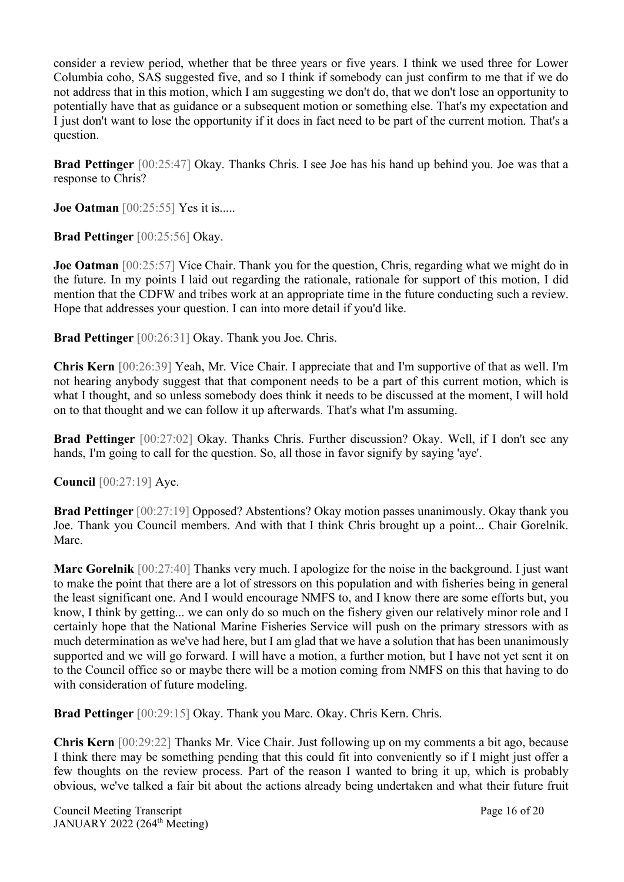consider a review period, whether that be three years or five years. I think we used three for Lower Columbia coho, SAS suggested five, and so I think if somebody can just confirm to me that if we do not address that in this motion, which I am suggesting we don't do, that we don't lose an opportunity to potentially have that as guidance or a subsequent motion or something else. That's my expectation and I just don't want to lose the opportunity if it does in fact need to be part of the current motion. That's a question.

**Brad Pettinger** [00:25:47] Okay. Thanks Chris. I see Joe has his hand up behind you. Joe was that a response to Chris?

**Joe Oatman** [00:25:55] Yes it is.....

**Brad Pettinger** [00:25:56] Okay.

**Joe Oatman** [00:25:57] Vice Chair. Thank you for the question, Chris, regarding what we might do in the future. In my points I laid out regarding the rationale, rationale for support of this motion, I did mention that the CDFW and tribes work at an appropriate time in the future conducting such a review. Hope that addresses your question. I can into more detail if you'd like.

**Brad Pettinger** [00:26:31] Okay. Thank you Joe. Chris.

**Chris Kern** [00:26:39] Yeah, Mr. Vice Chair. I appreciate that and I'm supportive of that as well. I'm not hearing anybody suggest that that component needs to be a part of this current motion, which is what I thought, and so unless somebody does think it needs to be discussed at the moment, I will hold on to that thought and we can follow it up afterwards. That's what I'm assuming.

**Brad Pettinger** [00:27:02] Okay. Thanks Chris. Further discussion? Okay. Well, if I don't see any hands, I'm going to call for the question. So, all those in favor signify by saying 'aye'.

**Council** [00:27:19] Aye.

**Brad Pettinger** [00:27:19] Opposed? Abstentions? Okay motion passes unanimously. Okay thank you Joe. Thank you Council members. And with that I think Chris brought up a point... Chair Gorelnik. Marc.

**Marc Gorelnik** [00:27:40] Thanks very much. I apologize for the noise in the background. I just want to make the point that there are a lot of stressors on this population and with fisheries being in general the least significant one. And I would encourage NMFS to, and I know there are some efforts but, you know, I think by getting... we can only do so much on the fishery given our relatively minor role and I certainly hope that the National Marine Fisheries Service will push on the primary stressors with as much determination as we've had here, but I am glad that we have a solution that has been unanimously supported and we will go forward. I will have a motion, a further motion, but I have not yet sent it on to the Council office so or maybe there will be a motion coming from NMFS on this that having to do with consideration of future modeling.

**Brad Pettinger** [00:29:15] Okay. Thank you Marc. Okay. Chris Kern. Chris.

**Chris Kern** [00:29:22] Thanks Mr. Vice Chair. Just following up on my comments a bit ago, because I think there may be something pending that this could fit into conveniently so if I might just offer a few thoughts on the review process. Part of the reason I wanted to bring it up, which is probably obvious, we've talked a fair bit about the actions already being undertaken and what their future fruit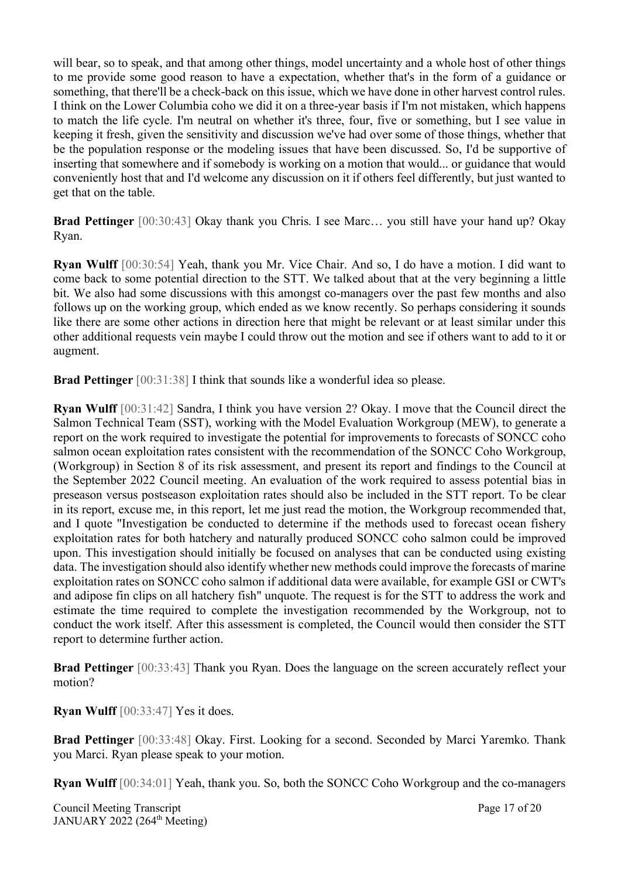will bear, so to speak, and that among other things, model uncertainty and a whole host of other things to me provide some good reason to have a expectation, whether that's in the form of a guidance or something, that there'll be a check-back on this issue, which we have done in other harvest control rules. I think on the Lower Columbia coho we did it on a three-year basis if I'm not mistaken, which happens to match the life cycle. I'm neutral on whether it's three, four, five or something, but I see value in keeping it fresh, given the sensitivity and discussion we've had over some of those things, whether that be the population response or the modeling issues that have been discussed. So, I'd be supportive of inserting that somewhere and if somebody is working on a motion that would... or guidance that would conveniently host that and I'd welcome any discussion on it if others feel differently, but just wanted to get that on the table.

**Brad Pettinger** [00:30:43] Okay thank you Chris. I see Marc… you still have your hand up? Okay Ryan.

**Ryan Wulff** [00:30:54] Yeah, thank you Mr. Vice Chair. And so, I do have a motion. I did want to come back to some potential direction to the STT. We talked about that at the very beginning a little bit. We also had some discussions with this amongst co-managers over the past few months and also follows up on the working group, which ended as we know recently. So perhaps considering it sounds like there are some other actions in direction here that might be relevant or at least similar under this other additional requests vein maybe I could throw out the motion and see if others want to add to it or augment.

**Brad Pettinger** [00:31:38] I think that sounds like a wonderful idea so please.

**Ryan Wulff** [00:31:42] Sandra, I think you have version 2? Okay. I move that the Council direct the Salmon Technical Team (SST), working with the Model Evaluation Workgroup (MEW), to generate a report on the work required to investigate the potential for improvements to forecasts of SONCC coho salmon ocean exploitation rates consistent with the recommendation of the SONCC Coho Workgroup, (Workgroup) in Section 8 of its risk assessment, and present its report and findings to the Council at the September 2022 Council meeting. An evaluation of the work required to assess potential bias in preseason versus postseason exploitation rates should also be included in the STT report. To be clear in its report, excuse me, in this report, let me just read the motion, the Workgroup recommended that, and I quote "Investigation be conducted to determine if the methods used to forecast ocean fishery exploitation rates for both hatchery and naturally produced SONCC coho salmon could be improved upon. This investigation should initially be focused on analyses that can be conducted using existing data. The investigation should also identify whether new methods could improve the forecasts of marine exploitation rates on SONCC coho salmon if additional data were available, for example GSI or CWT's and adipose fin clips on all hatchery fish" unquote. The request is for the STT to address the work and estimate the time required to complete the investigation recommended by the Workgroup, not to conduct the work itself. After this assessment is completed, the Council would then consider the STT report to determine further action.

**Brad Pettinger** [00:33:43] Thank you Ryan. Does the language on the screen accurately reflect your motion?

**Ryan Wulff** [00:33:47] Yes it does.

**Brad Pettinger** [00:33:48] Okay. First. Looking for a second. Seconded by Marci Yaremko. Thank you Marci. Ryan please speak to your motion.

**Ryan Wulff** [00:34:01] Yeah, thank you. So, both the SONCC Coho Workgroup and the co-managers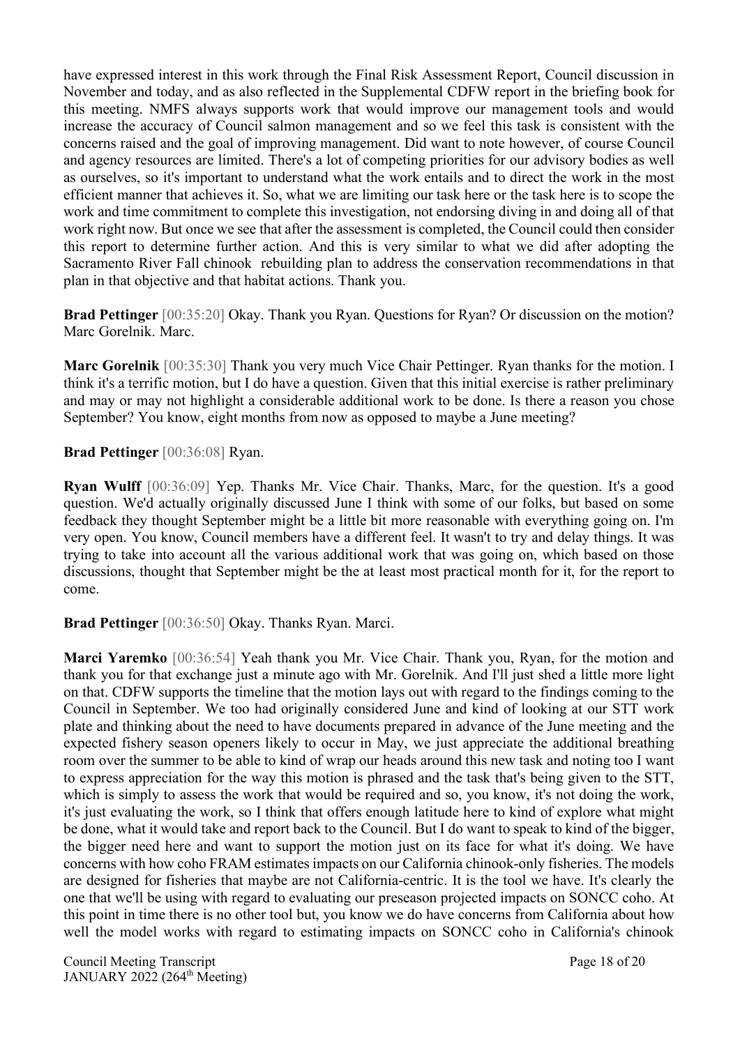have expressed interest in this work through the Final Risk Assessment Report, Council discussion in November and today, and as also reflected in the Supplemental CDFW report in the briefing book for this meeting. NMFS always supports work that would improve our management tools and would increase the accuracy of Council salmon management and so we feel this task is consistent with the concerns raised and the goal of improving management. Did want to note however, of course Council and agency resources are limited. There's a lot of competing priorities for our advisory bodies as well as ourselves, so it's important to understand what the work entails and to direct the work in the most efficient manner that achieves it. So, what we are limiting our task here or the task here is to scope the work and time commitment to complete this investigation, not endorsing diving in and doing all of that work right now. But once we see that after the assessment is completed, the Council could then consider this report to determine further action. And this is very similar to what we did after adopting the Sacramento River Fall chinook rebuilding plan to address the conservation recommendations in that plan in that objective and that habitat actions. Thank you.

**Brad Pettinger** [00:35:20] Okay. Thank you Ryan. Questions for Ryan? Or discussion on the motion? Marc Gorelnik. Marc.

**Marc Gorelnik** [00:35:30] Thank you very much Vice Chair Pettinger. Ryan thanks for the motion. I think it's a terrific motion, but I do have a question. Given that this initial exercise is rather preliminary and may or may not highlight a considerable additional work to be done. Is there a reason you chose September? You know, eight months from now as opposed to maybe a June meeting?

**Brad Pettinger** [00:36:08] Ryan.

**Ryan Wulff** [00:36:09] Yep. Thanks Mr. Vice Chair. Thanks, Marc, for the question. It's a good question. We'd actually originally discussed June I think with some of our folks, but based on some feedback they thought September might be a little bit more reasonable with everything going on. I'm very open. You know, Council members have a different feel. It wasn't to try and delay things. It was trying to take into account all the various additional work that was going on, which based on those discussions, thought that September might be the at least most practical month for it, for the report to come.

**Brad Pettinger** [00:36:50] Okay. Thanks Ryan. Marci.

**Marci Yaremko** [00:36:54] Yeah thank you Mr. Vice Chair. Thank you, Ryan, for the motion and thank you for that exchange just a minute ago with Mr. Gorelnik. And I'll just shed a little more light on that. CDFW supports the timeline that the motion lays out with regard to the findings coming to the Council in September. We too had originally considered June and kind of looking at our STT work plate and thinking about the need to have documents prepared in advance of the June meeting and the expected fishery season openers likely to occur in May, we just appreciate the additional breathing room over the summer to be able to kind of wrap our heads around this new task and noting too I want to express appreciation for the way this motion is phrased and the task that's being given to the STT, which is simply to assess the work that would be required and so, you know, it's not doing the work, it's just evaluating the work, so I think that offers enough latitude here to kind of explore what might be done, what it would take and report back to the Council. But I do want to speak to kind of the bigger, the bigger need here and want to support the motion just on its face for what it's doing. We have concerns with how coho FRAM estimates impacts on our California chinook-only fisheries. The models are designed for fisheries that maybe are not California-centric. It is the tool we have. It's clearly the one that we'll be using with regard to evaluating our preseason projected impacts on SONCC coho. At this point in time there is no other tool but, you know we do have concerns from California about how well the model works with regard to estimating impacts on SONCC coho in California's chinook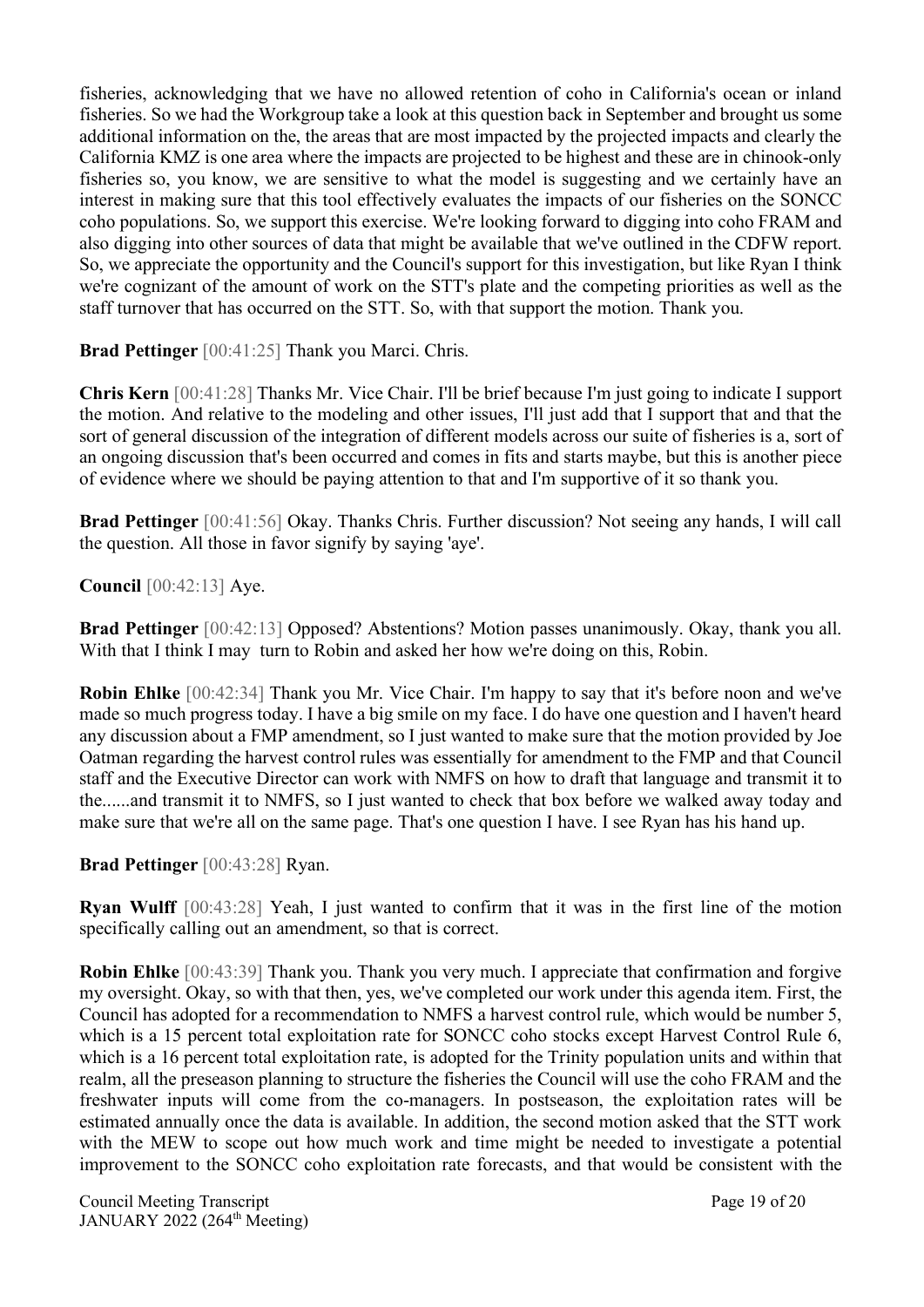fisheries, acknowledging that we have no allowed retention of coho in California's ocean or inland fisheries. So we had the Workgroup take a look at this question back in September and brought us some additional information on the, the areas that are most impacted by the projected impacts and clearly the California KMZ is one area where the impacts are projected to be highest and these are in chinook-only fisheries so, you know, we are sensitive to what the model is suggesting and we certainly have an interest in making sure that this tool effectively evaluates the impacts of our fisheries on the SONCC coho populations. So, we support this exercise. We're looking forward to digging into coho FRAM and also digging into other sources of data that might be available that we've outlined in the CDFW report. So, we appreciate the opportunity and the Council's support for this investigation, but like Ryan I think we're cognizant of the amount of work on the STT's plate and the competing priorities as well as the staff turnover that has occurred on the STT. So, with that support the motion. Thank you.

**Brad Pettinger** [00:41:25] Thank you Marci. Chris.

**Chris Kern** [00:41:28] Thanks Mr. Vice Chair. I'll be brief because I'm just going to indicate I support the motion. And relative to the modeling and other issues, I'll just add that I support that and that the sort of general discussion of the integration of different models across our suite of fisheries is a, sort of an ongoing discussion that's been occurred and comes in fits and starts maybe, but this is another piece of evidence where we should be paying attention to that and I'm supportive of it so thank you.

**Brad Pettinger** [00:41:56] Okay. Thanks Chris. Further discussion? Not seeing any hands, I will call the question. All those in favor signify by saying 'aye'.

**Council** [00:42:13] Aye.

**Brad Pettinger** [00:42:13] Opposed? Abstentions? Motion passes unanimously. Okay, thank you all. With that I think I may turn to Robin and asked her how we're doing on this, Robin.

**Robin Ehlke** [00:42:34] Thank you Mr. Vice Chair. I'm happy to say that it's before noon and we've made so much progress today. I have a big smile on my face. I do have one question and I haven't heard any discussion about a FMP amendment, so I just wanted to make sure that the motion provided by Joe Oatman regarding the harvest control rules was essentially for amendment to the FMP and that Council staff and the Executive Director can work with NMFS on how to draft that language and transmit it to the......and transmit it to NMFS, so I just wanted to check that box before we walked away today and make sure that we're all on the same page. That's one question I have. I see Ryan has his hand up.

**Brad Pettinger** [00:43:28] Ryan.

**Ryan Wulff** [00:43:28] Yeah, I just wanted to confirm that it was in the first line of the motion specifically calling out an amendment, so that is correct.

**Robin Ehlke** [00:43:39] Thank you. Thank you very much. I appreciate that confirmation and forgive my oversight. Okay, so with that then, yes, we've completed our work under this agenda item. First, the Council has adopted for a recommendation to NMFS a harvest control rule, which would be number 5, which is a 15 percent total exploitation rate for SONCC coho stocks except Harvest Control Rule 6, which is a 16 percent total exploitation rate, is adopted for the Trinity population units and within that realm, all the preseason planning to structure the fisheries the Council will use the coho FRAM and the freshwater inputs will come from the co-managers. In postseason, the exploitation rates will be estimated annually once the data is available. In addition, the second motion asked that the STT work with the MEW to scope out how much work and time might be needed to investigate a potential improvement to the SONCC coho exploitation rate forecasts, and that would be consistent with the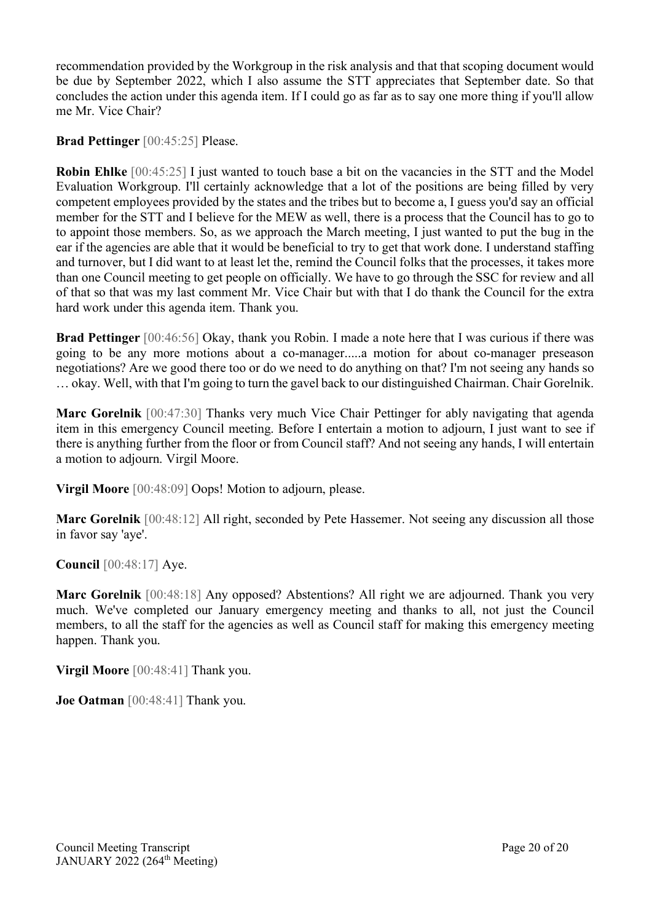recommendation provided by the Workgroup in the risk analysis and that that scoping document would be due by September 2022, which I also assume the STT appreciates that September date. So that concludes the action under this agenda item. If I could go as far as to say one more thing if you'll allow me Mr. Vice Chair?

**Brad Pettinger** [00:45:25] Please.

**Robin Ehlke** [00:45:25] I just wanted to touch base a bit on the vacancies in the STT and the Model Evaluation Workgroup. I'll certainly acknowledge that a lot of the positions are being filled by very competent employees provided by the states and the tribes but to become a, I guess you'd say an official member for the STT and I believe for the MEW as well, there is a process that the Council has to go to to appoint those members. So, as we approach the March meeting, I just wanted to put the bug in the ear if the agencies are able that it would be beneficial to try to get that work done. I understand staffing and turnover, but I did want to at least let the, remind the Council folks that the processes, it takes more than one Council meeting to get people on officially. We have to go through the SSC for review and all of that so that was my last comment Mr. Vice Chair but with that I do thank the Council for the extra hard work under this agenda item. Thank you.

**Brad Pettinger** [00:46:56] Okay, thank you Robin. I made a note here that I was curious if there was going to be any more motions about a co-manager.....a motion for about co-manager preseason negotiations? Are we good there too or do we need to do anything on that? I'm not seeing any hands so … okay. Well, with that I'm going to turn the gavel back to our distinguished Chairman. Chair Gorelnik.

**Marc Gorelnik** [00:47:30] Thanks very much Vice Chair Pettinger for ably navigating that agenda item in this emergency Council meeting. Before I entertain a motion to adjourn, I just want to see if there is anything further from the floor or from Council staff? And not seeing any hands, I will entertain a motion to adjourn. Virgil Moore.

**Virgil Moore** [00:48:09] Oops! Motion to adjourn, please.

**Marc Gorelnik** [00:48:12] All right, seconded by Pete Hassemer. Not seeing any discussion all those in favor say 'aye'.

**Council** [00:48:17] Aye.

**Marc Gorelnik** [00:48:18] Any opposed? Abstentions? All right we are adjourned. Thank you very much. We've completed our January emergency meeting and thanks to all, not just the Council members, to all the staff for the agencies as well as Council staff for making this emergency meeting happen. Thank you.

**Virgil Moore** [00:48:41] Thank you.

**Joe Oatman** [00:48:41] Thank you.